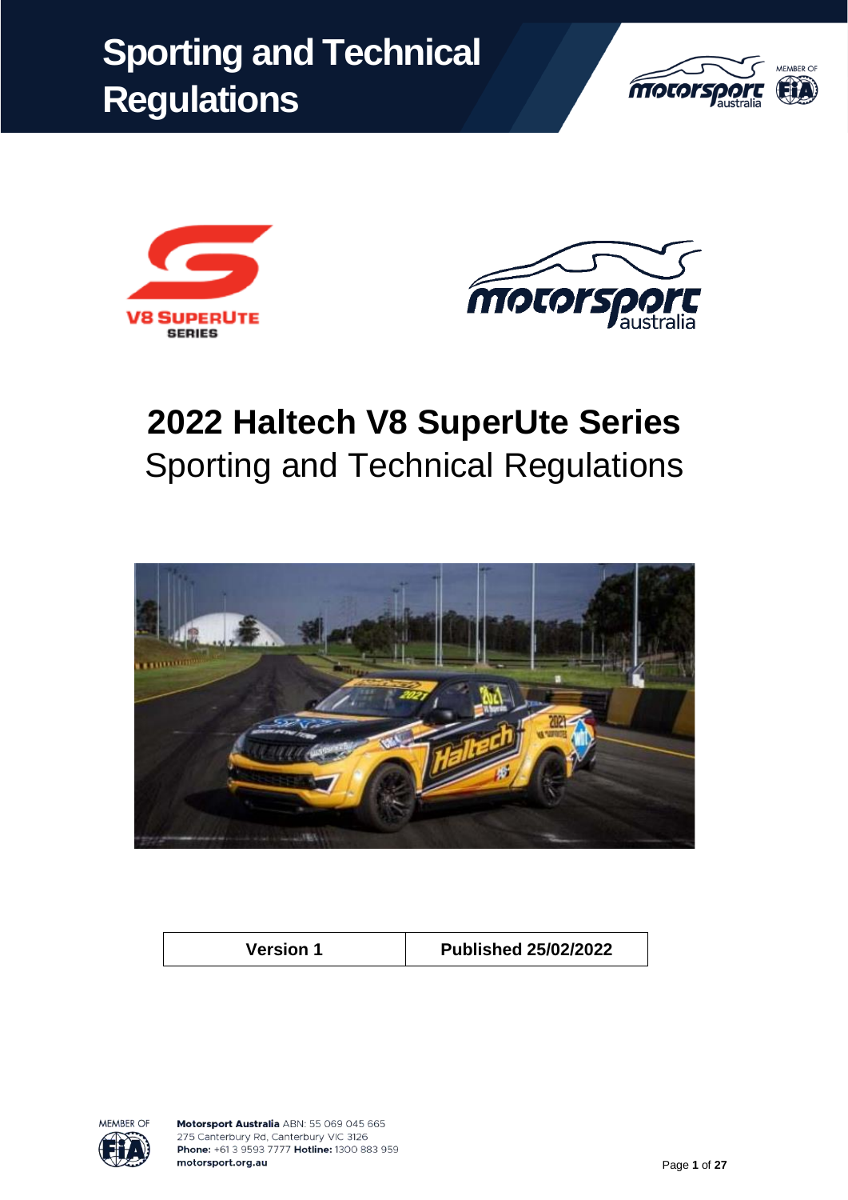# Sporting and Technical Regulations

# 2022 Haltech V8 SuperUte Series

## Sporting and Technical Regulations

| Version 1 | Published 25/02/2022 |
| --- | --- |

**Motorsport Australia** ABN: 55 069 045 665
275 Canterbury Rd, Canterbury VIC 3126
**Phone:** +61 3 9593 7777 **Hotline:** 1300 883 959
**motorsport.org.au**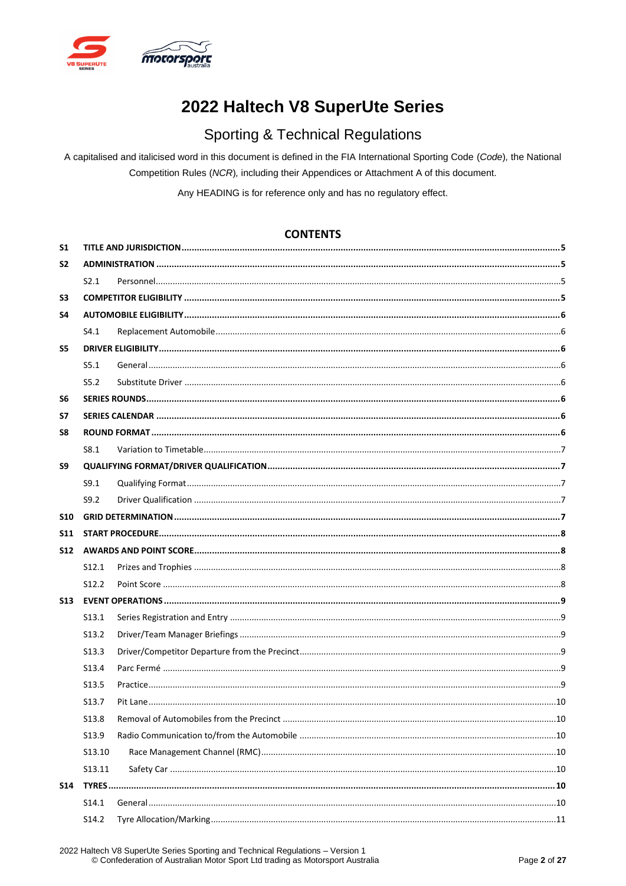# 2022 Haltech V8 SuperUte Series

## Sporting & Technical Regulations

A capitalised and italicised word in this document is defined in the FIA International Sporting Code (*Code*), the National Competition Rules (*NCR*), including their Appendices or Attachment A of this document.

Any HEADING is for reference only and has no regulatory effect.

## CONTENTS

| | | | |
|---|---|---|---|
| **S1** | **TITLE AND JURISDICTION** | | **5** |
| **S2** | **ADMINISTRATION** | | **5** |
| | S2.1 | Personnel | 5 |
| **S3** | **COMPETITOR ELIGIBILITY** | | **5** |
| **S4** | **AUTOMOBILE ELIGIBILITY** | | **6** |
| | S4.1 | Replacement Automobile | 6 |
| **S5** | **DRIVER ELIGIBILITY** | | **6** |
| | S5.1 | General | 6 |
| | S5.2 | Substitute Driver | 6 |
| **S6** | **SERIES ROUNDS** | | **6** |
| **S7** | **SERIES CALENDAR** | | **6** |
| **S8** | **ROUND FORMAT** | | **6** |
| | S8.1 | Variation to Timetable | 7 |
| **S9** | **QUALIFYING FORMAT/DRIVER QUALIFICATION** | | **7** |
| | S9.1 | Qualifying Format | 7 |
| | S9.2 | Driver Qualification | 7 |
| **S10** | **GRID DETERMINATION** | | **7** |
| **S11** | **START PROCEDURE** | | **8** |
| **S12** | **AWARDS AND POINT SCORE** | | **8** |
| | S12.1 | Prizes and Trophies | 8 |
| | S12.2 | Point Score | 8 |
| **S13** | **EVENT OPERATIONS** | | **9** |
| | S13.1 | Series Registration and Entry | 9 |
| | S13.2 | Driver/Team Manager Briefings | 9 |
| | S13.3 | Driver/Competitor Departure from the Precinct | 9 |
| | S13.4 | Parc Fermé | 9 |
| | S13.5 | Practice | 9 |
| | S13.7 | Pit Lane | 10 |
| | S13.8 | Removal of Automobiles from the Precinct | 10 |
| | S13.9 | Radio Communication to/from the Automobile | 10 |
| | S13.10 | Race Management Channel (RMC) | 10 |
| | S13.11 | Safety Car | 10 |
| **S14** | **TYRES** | | **10** |
| | S14.1 | General | 10 |
| | S14.2 | Tyre Allocation/Marking | 11 |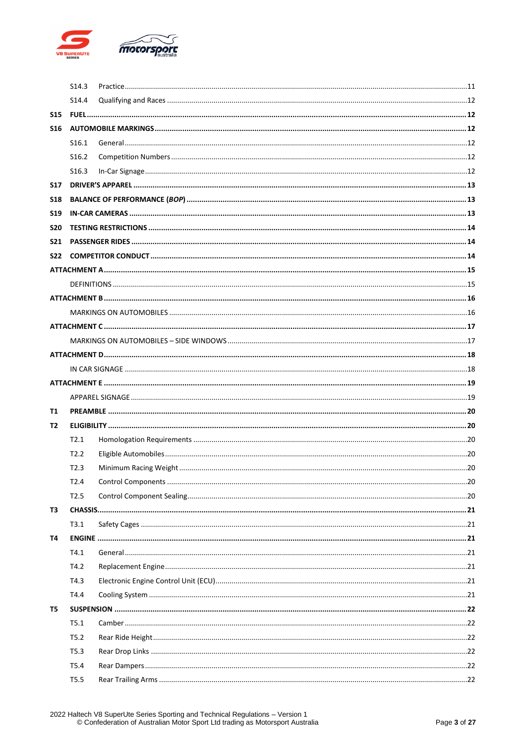| | | |
|---|---|---|
| S14.3 | Practice | 11 |
| S14.4 | Qualifying and Races | 12 |
| **S15** | **FUEL** | **12** |
| **S16** | **AUTOMOBILE MARKINGS** | **12** |
| S16.1 | General | 12 |
| S16.2 | Competition Numbers | 12 |
| S16.3 | In-Car Signage | 12 |
| **S17** | **DRIVER'S APPAREL** | **13** |
| **S18** | **BALANCE OF PERFORMANCE (*BOP*)** | **13** |
| **S19** | **IN-CAR CAMERAS** | **13** |
| **S20** | **TESTING RESTRICTIONS** | **14** |
| **S21** | **PASSENGER RIDES** | **14** |
| **S22** | **COMPETITOR CONDUCT** | **14** |
| **ATTACHMENT A** | | **15** |
| | DEFINITIONS | 15 |
| **ATTACHMENT B** | | **16** |
| | MARKINGS ON AUTOMOBILES | 16 |
| **ATTACHMENT C** | | **17** |
| | MARKINGS ON AUTOMOBILES – SIDE WINDOWS | 17 |
| **ATTACHMENT D** | | **18** |
| | IN CAR SIGNAGE | 18 |
| **ATTACHMENT E** | | **19** |
| | APPAREL SIGNAGE | 19 |
| **T1** | **PREAMBLE** | **20** |
| **T2** | **ELIGIBILITY** | **20** |
| T2.1 | Homologation Requirements | 20 |
| T2.2 | Eligible Automobiles | 20 |
| T2.3 | Minimum Racing Weight | 20 |
| T2.4 | Control Components | 20 |
| T2.5 | Control Component Sealing | 20 |
| **T3** | **CHASSIS** | **21** |
| T3.1 | Safety Cages | 21 |
| **T4** | **ENGINE** | **21** |
| T4.1 | General | 21 |
| T4.2 | Replacement Engine | 21 |
| T4.3 | Electronic Engine Control Unit (ECU) | 21 |
| T4.4 | Cooling System | 21 |
| **T5** | **SUSPENSION** | **22** |
| T5.1 | Camber | 22 |
| T5.2 | Rear Ride Height | 22 |
| T5.3 | Rear Drop Links | 22 |
| T5.4 | Rear Dampers | 22 |
| T5.5 | Rear Trailing Arms | 22 |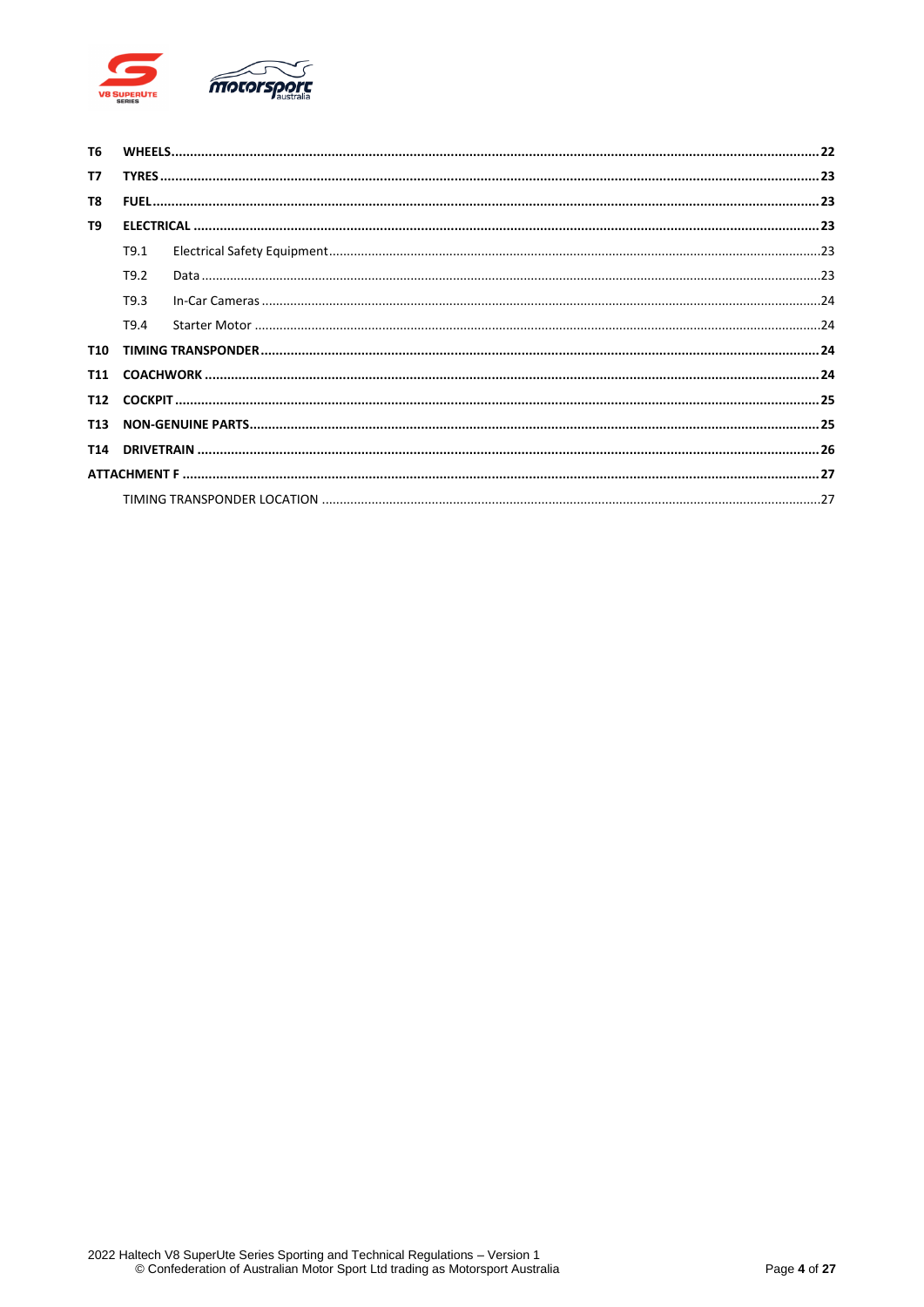| | | |
|---|---|---|
| **T6** | **WHEELS** | **22** |
| **T7** | **TYRES** | **23** |
| **T8** | **FUEL** | **23** |
| **T9** | **ELECTRICAL** | **23** |
| | T9.1 Electrical Safety Equipment | 23 |
| | T9.2 Data | 23 |
| | T9.3 In-Car Cameras | 24 |
| | T9.4 Starter Motor | 24 |
| **T10** | **TIMING TRANSPONDER** | **24** |
| **T11** | **COACHWORK** | **24** |
| **T12** | **COCKPIT** | **25** |
| **T13** | **NON-GENUINE PARTS** | **25** |
| **T14** | **DRIVETRAIN** | **26** |
| **ATTACHMENT F** | | **27** |
| | TIMING TRANSPONDER LOCATION | 27 |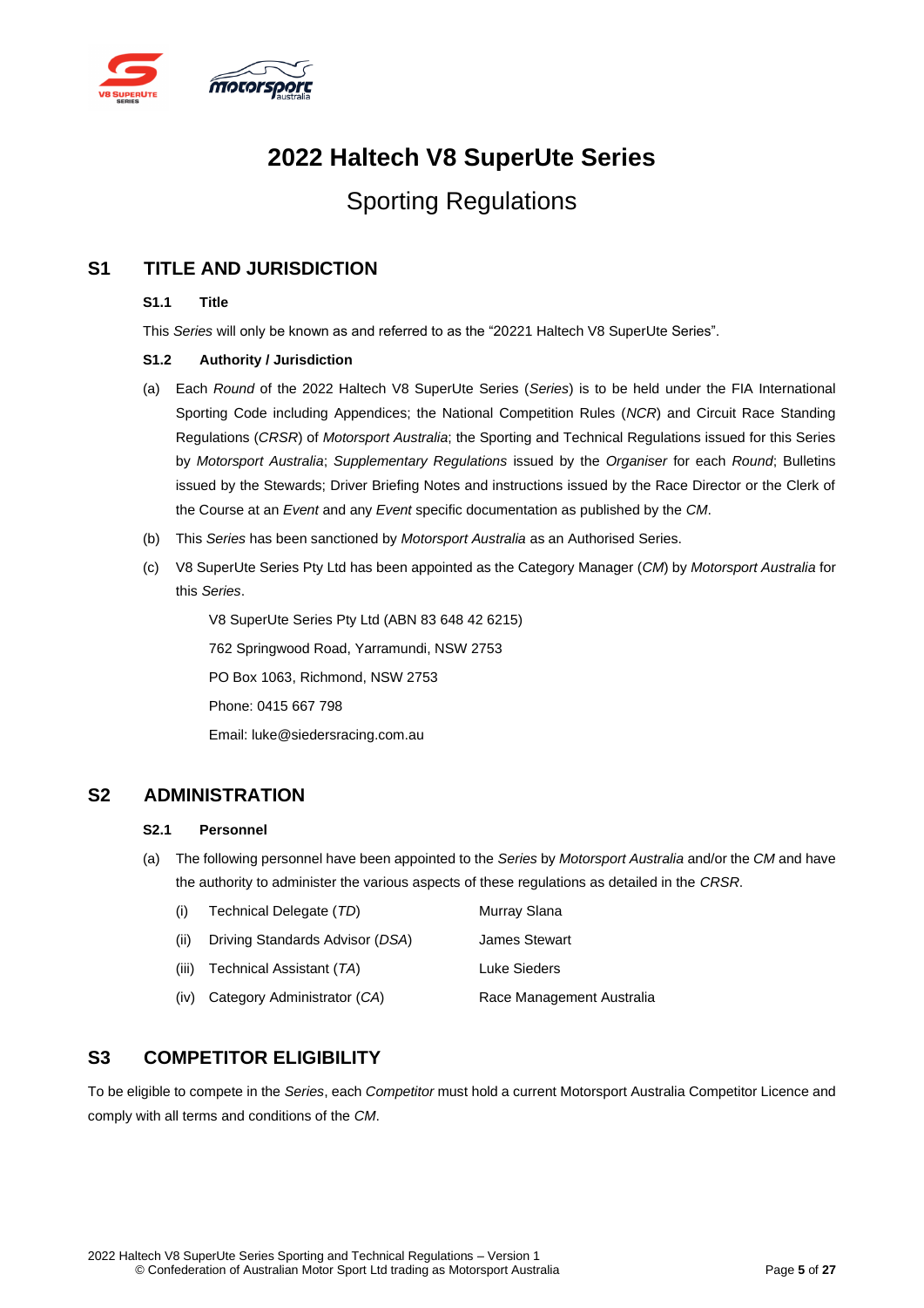# 2022 Haltech V8 SuperUte Series

## Sporting Regulations

## S1 TITLE AND JURISDICTION

### S1.1 Title

This *Series* will only be known as and referred to as the "20221 Haltech V8 SuperUte Series".

### S1.2 Authority / Jurisdiction

(a) Each *Round* of the 2022 Haltech V8 SuperUte Series (*Series*) is to be held under the FIA International Sporting Code including Appendices; the National Competition Rules (*NCR*) and Circuit Race Standing Regulations (*CRSR*) of *Motorsport Australia*; the Sporting and Technical Regulations issued for this Series by *Motorsport Australia*; *Supplementary Regulations* issued by the *Organiser* for each *Round*; Bulletins issued by the Stewards; Driver Briefing Notes and instructions issued by the Race Director or the Clerk of the Course at an *Event* and any *Event* specific documentation as published by the *CM*.

(b) This *Series* has been sanctioned by *Motorsport Australia* as an Authorised Series.

(c) V8 SuperUte Series Pty Ltd has been appointed as the Category Manager (*CM*) by *Motorsport Australia* for this *Series*.

V8 SuperUte Series Pty Ltd (ABN 83 648 42 6215)

762 Springwood Road, Yarramundi, NSW 2753

PO Box 1063, Richmond, NSW 2753

Phone: 0415 667 798

Email: luke@siedersracing.com.au

## S2 ADMINISTRATION

### S2.1 Personnel

(a) The following personnel have been appointed to the *Series* by *Motorsport Australia* and/or the *CM* and have the authority to administer the various aspects of these regulations as detailed in the *CRSR*.

| | | |
|---|---|---|
| (i) | Technical Delegate (*TD*) | Murray Slana |
| (ii) | Driving Standards Advisor (*DSA*) | James Stewart |
| (iii) | Technical Assistant (*TA*) | Luke Sieders |
| (iv) | Category Administrator (*CA*) | Race Management Australia |

## S3 COMPETITOR ELIGIBILITY

To be eligible to compete in the *Series*, each *Competitor* must hold a current Motorsport Australia Competitor Licence and comply with all terms and conditions of the *CM*.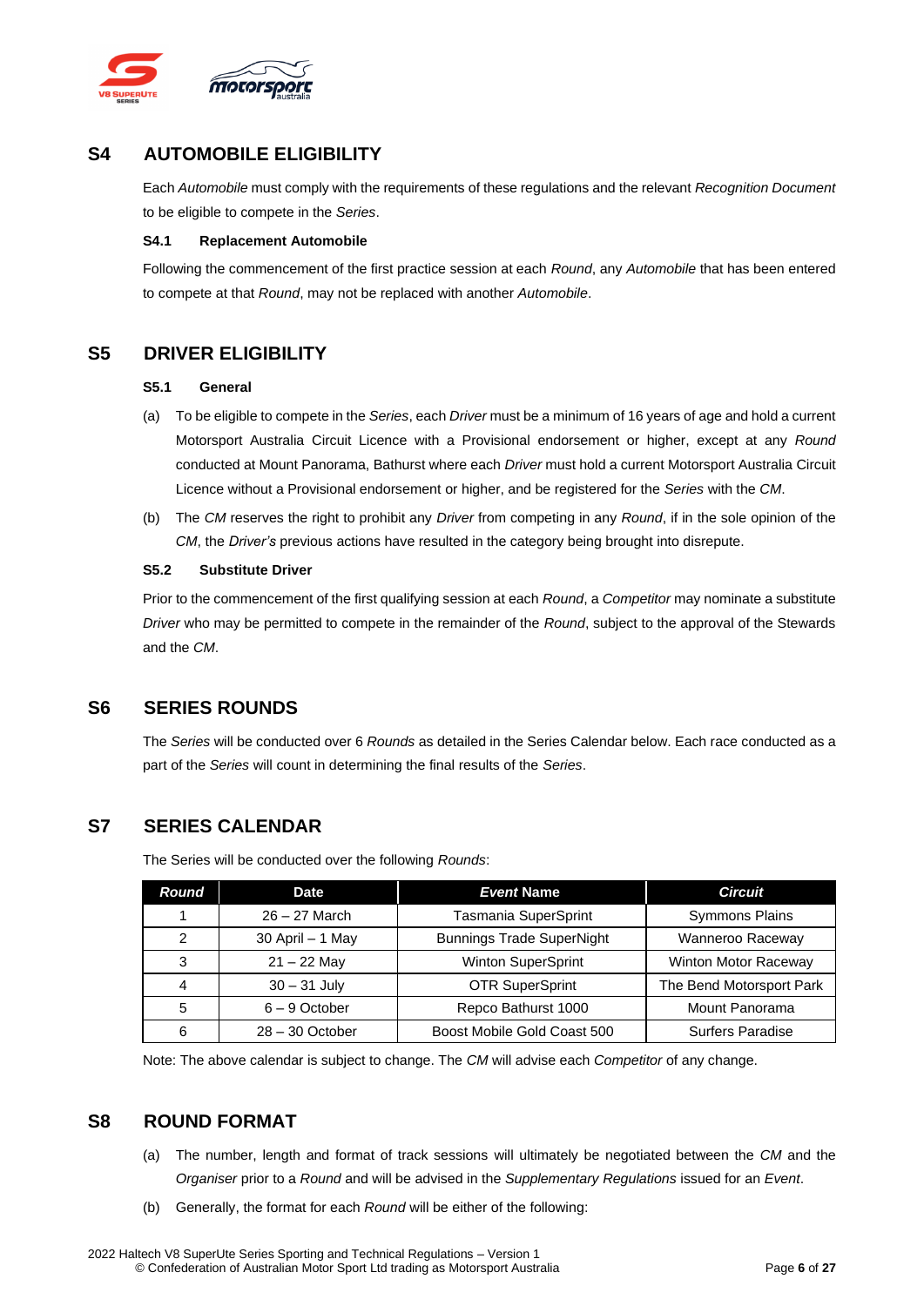## S4 AUTOMOBILE ELIGIBILITY

Each *Automobile* must comply with the requirements of these regulations and the relevant *Recognition Document* to be eligible to compete in the *Series*.

### S4.1 Replacement Automobile

Following the commencement of the first practice session at each *Round*, any *Automobile* that has been entered to compete at that *Round*, may not be replaced with another *Automobile*.

## S5 DRIVER ELIGIBILITY

### S5.1 General

(a) To be eligible to compete in the *Series*, each *Driver* must be a minimum of 16 years of age and hold a current Motorsport Australia Circuit Licence with a Provisional endorsement or higher, except at any *Round* conducted at Mount Panorama, Bathurst where each *Driver* must hold a current Motorsport Australia Circuit Licence without a Provisional endorsement or higher, and be registered for the *Series* with the *CM*.

(b) The *CM* reserves the right to prohibit any *Driver* from competing in any *Round*, if in the sole opinion of the *CM*, the *Driver's* previous actions have resulted in the category being brought into disrepute.

### S5.2 Substitute Driver

Prior to the commencement of the first qualifying session at each *Round*, a *Competitor* may nominate a substitute *Driver* who may be permitted to compete in the remainder of the *Round*, subject to the approval of the Stewards and the *CM*.

## S6 SERIES ROUNDS

The *Series* will be conducted over 6 *Rounds* as detailed in the Series Calendar below. Each race conducted as a part of the *Series* will count in determining the final results of the *Series*.

## S7 SERIES CALENDAR

The Series will be conducted over the following *Rounds*:

| *Round* | Date | *Event* Name | *Circuit* |
|---|---|---|---|
| 1 | 26 – 27 March | Tasmania SuperSprint | Symmons Plains |
| 2 | 30 April – 1 May | Bunnings Trade SuperNight | Wanneroo Raceway |
| 3 | 21 – 22 May | Winton SuperSprint | Winton Motor Raceway |
| 4 | 30 – 31 July | OTR SuperSprint | The Bend Motorsport Park |
| 5 | 6 – 9 October | Repco Bathurst 1000 | Mount Panorama |
| 6 | 28 – 30 October | Boost Mobile Gold Coast 500 | Surfers Paradise |

Note: The above calendar is subject to change. The *CM* will advise each *Competitor* of any change.

## S8 ROUND FORMAT

(a) The number, length and format of track sessions will ultimately be negotiated between the *CM* and the *Organiser* prior to a *Round* and will be advised in the *Supplementary Regulations* issued for an *Event*.

(b) Generally, the format for each *Round* will be either of the following: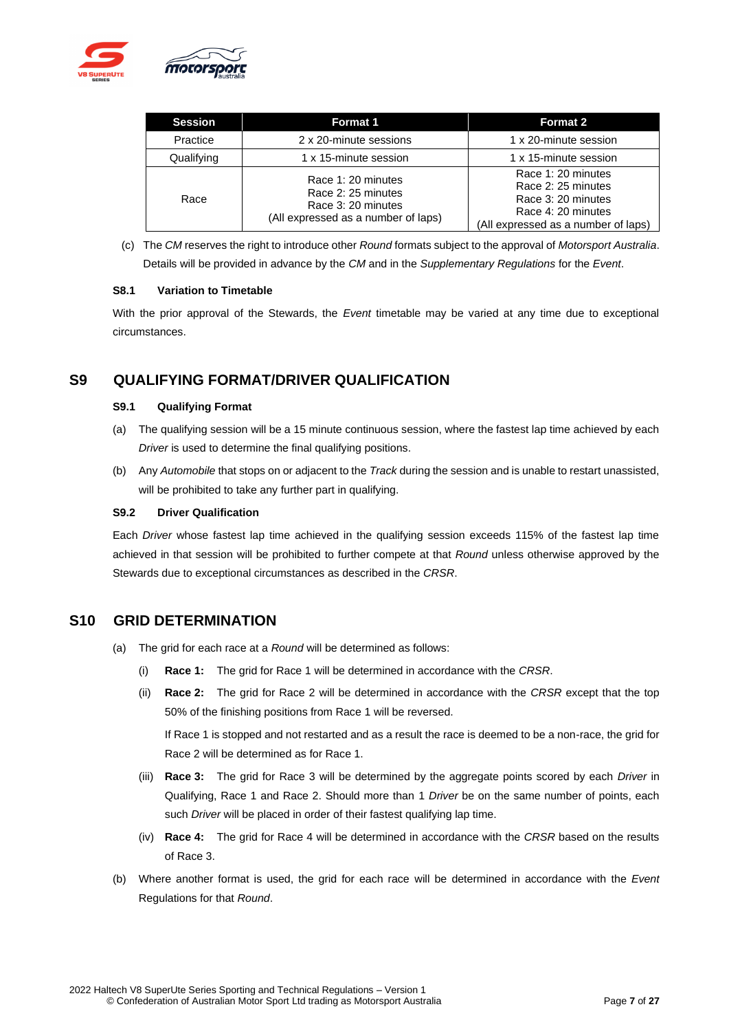| Session | Format 1 | Format 2 |
|---|---|---|
| Practice | 2 x 20-minute sessions | 1 x 20-minute session |
| Qualifying | 1 x 15-minute session | 1 x 15-minute session |
| Race | Race 1: 20 minutes<br>Race 2: 25 minutes<br>Race 3: 20 minutes<br>(All expressed as a number of laps) | Race 1: 20 minutes<br>Race 2: 25 minutes<br>Race 3: 20 minutes<br>Race 4: 20 minutes<br>(All expressed as a number of laps) |

(c) The *CM* reserves the right to introduce other *Round* formats subject to the approval of *Motorsport Australia*. Details will be provided in advance by the *CM* and in the *Supplementary Regulations* for the *Event*.

### S8.1 Variation to Timetable

With the prior approval of the Stewards, the *Event* timetable may be varied at any time due to exceptional circumstances.

## S9 QUALIFYING FORMAT/DRIVER QUALIFICATION

### S9.1 Qualifying Format

(a) The qualifying session will be a 15 minute continuous session, where the fastest lap time achieved by each *Driver* is used to determine the final qualifying positions.

(b) Any *Automobile* that stops on or adjacent to the *Track* during the session and is unable to restart unassisted, will be prohibited to take any further part in qualifying.

### S9.2 Driver Qualification

Each *Driver* whose fastest lap time achieved in the qualifying session exceeds 115% of the fastest lap time achieved in that session will be prohibited to further compete at that *Round* unless otherwise approved by the Stewards due to exceptional circumstances as described in the *CRSR*.

## S10 GRID DETERMINATION

(a) The grid for each race at a *Round* will be determined as follows:

(i) **Race 1:** The grid for Race 1 will be determined in accordance with the *CRSR*.

(ii) **Race 2:** The grid for Race 2 will be determined in accordance with the *CRSR* except that the top 50% of the finishing positions from Race 1 will be reversed.

If Race 1 is stopped and not restarted and as a result the race is deemed to be a non-race, the grid for Race 2 will be determined as for Race 1.

(iii) **Race 3:** The grid for Race 3 will be determined by the aggregate points scored by each *Driver* in Qualifying, Race 1 and Race 2. Should more than 1 *Driver* be on the same number of points, each such *Driver* will be placed in order of their fastest qualifying lap time.

(iv) **Race 4:** The grid for Race 4 will be determined in accordance with the *CRSR* based on the results of Race 3.

(b) Where another format is used, the grid for each race will be determined in accordance with the *Event* Regulations for that *Round*.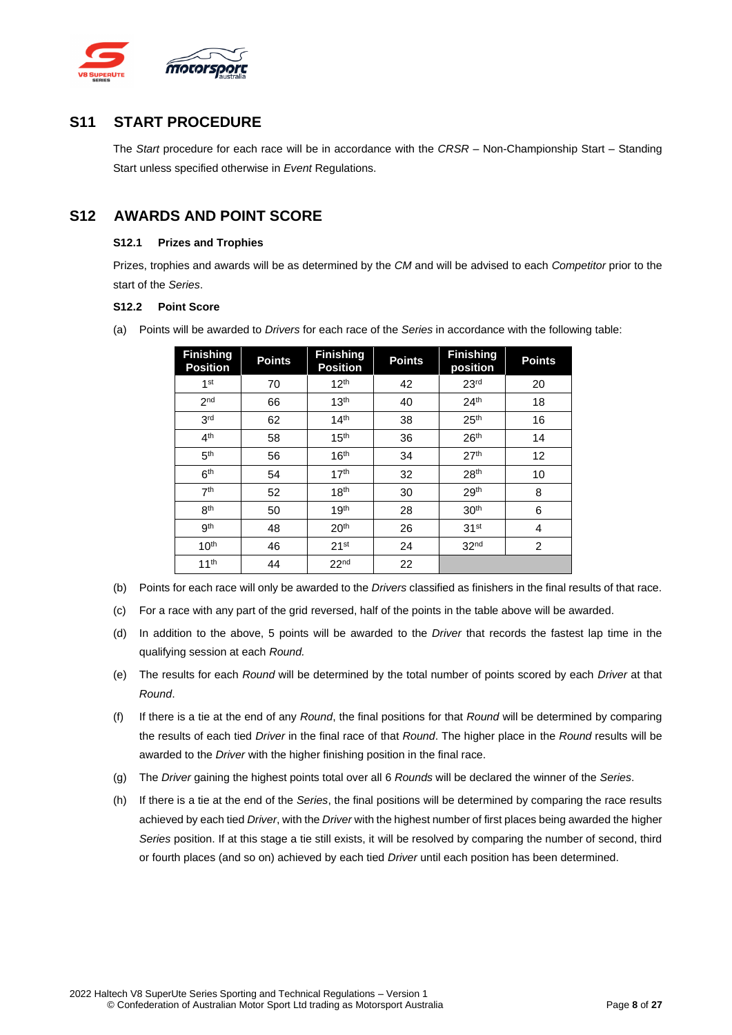## S11 START PROCEDURE

The *Start* procedure for each race will be in accordance with the *CRSR* – Non-Championship Start – Standing Start unless specified otherwise in *Event* Regulations.

## S12 AWARDS AND POINT SCORE

### S12.1 Prizes and Trophies

Prizes, trophies and awards will be as determined by the *CM* and will be advised to each *Competitor* prior to the start of the *Series*.

### S12.2 Point Score

(a) Points will be awarded to *Drivers* for each race of the *Series* in accordance with the following table:

| Finishing Position | Points | Finishing Position | Points | Finishing position | Points |
|---|---|---|---|---|---|
| 1st | 70 | 12th | 42 | 23rd | 20 |
| 2nd | 66 | 13th | 40 | 24th | 18 |
| 3rd | 62 | 14th | 38 | 25th | 16 |
| 4th | 58 | 15th | 36 | 26th | 14 |
| 5th | 56 | 16th | 34 | 27th | 12 |
| 6th | 54 | 17th | 32 | 28th | 10 |
| 7th | 52 | 18th | 30 | 29th | 8 |
| 8th | 50 | 19th | 28 | 30th | 6 |
| 9th | 48 | 20th | 26 | 31st | 4 |
| 10th | 46 | 21st | 24 | 32nd | 2 |
| 11th | 44 | 22nd | 22 | | |

(b) Points for each race will only be awarded to the *Drivers* classified as finishers in the final results of that race.

(c) For a race with any part of the grid reversed, half of the points in the table above will be awarded.

(d) In addition to the above, 5 points will be awarded to the *Driver* that records the fastest lap time in the qualifying session at each *Round.*

(e) The results for each *Round* will be determined by the total number of points scored by each *Driver* at that *Round*.

(f) If there is a tie at the end of any *Round*, the final positions for that *Round* will be determined by comparing the results of each tied *Driver* in the final race of that *Round*. The higher place in the *Round* results will be awarded to the *Driver* with the higher finishing position in the final race.

(g) The *Driver* gaining the highest points total over all 6 *Rounds* will be declared the winner of the *Series*.

(h) If there is a tie at the end of the *Series*, the final positions will be determined by comparing the race results achieved by each tied *Driver*, with the *Driver* with the highest number of first places being awarded the higher *Series* position. If at this stage a tie still exists, it will be resolved by comparing the number of second, third or fourth places (and so on) achieved by each tied *Driver* until each position has been determined.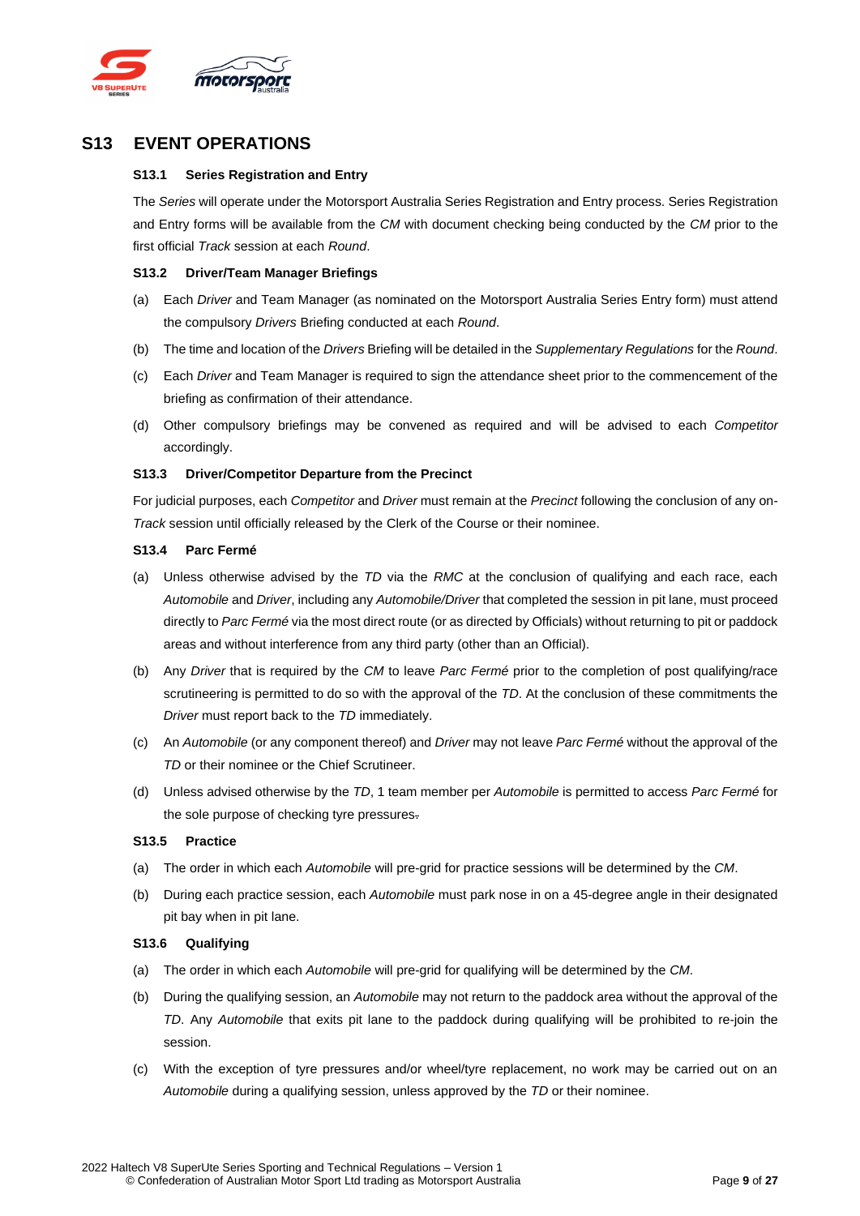# S13 EVENT OPERATIONS

## S13.1 Series Registration and Entry

The *Series* will operate under the Motorsport Australia Series Registration and Entry process. Series Registration and Entry forms will be available from the *CM* with document checking being conducted by the *CM* prior to the first official *Track* session at each *Round*.

## S13.2 Driver/Team Manager Briefings

(a) Each *Driver* and Team Manager (as nominated on the Motorsport Australia Series Entry form) must attend the compulsory *Drivers* Briefing conducted at each *Round*.

(b) The time and location of the *Drivers* Briefing will be detailed in the *Supplementary Regulations* for the *Round*.

(c) Each *Driver* and Team Manager is required to sign the attendance sheet prior to the commencement of the briefing as confirmation of their attendance.

(d) Other compulsory briefings may be convened as required and will be advised to each *Competitor* accordingly.

## S13.3 Driver/Competitor Departure from the Precinct

For judicial purposes, each *Competitor* and *Driver* must remain at the *Precinct* following the conclusion of any on-*Track* session until officially released by the Clerk of the Course or their nominee.

## S13.4 Parc Fermé

(a) Unless otherwise advised by the *TD* via the *RMC* at the conclusion of qualifying and each race, each *Automobile* and *Driver*, including any *Automobile/Driver* that completed the session in pit lane, must proceed directly to *Parc Fermé* via the most direct route (or as directed by Officials) without returning to pit or paddock areas and without interference from any third party (other than an Official).

(b) Any *Driver* that is required by the *CM* to leave *Parc Fermé* prior to the completion of post qualifying/race scrutineering is permitted to do so with the approval of the *TD*. At the conclusion of these commitments the *Driver* must report back to the *TD* immediately.

(c) An *Automobile* (or any component thereof) and *Driver* may not leave *Parc Fermé* without the approval of the *TD* or their nominee or the Chief Scrutineer.

(d) Unless advised otherwise by the *TD*, 1 team member per *Automobile* is permitted to access *Parc Fermé* for the sole purpose of checking tyre pressures.

## S13.5 Practice

(a) The order in which each *Automobile* will pre-grid for practice sessions will be determined by the *CM*.

(b) During each practice session, each *Automobile* must park nose in on a 45-degree angle in their designated pit bay when in pit lane.

## S13.6 Qualifying

(a) The order in which each *Automobile* will pre-grid for qualifying will be determined by the *CM*.

(b) During the qualifying session, an *Automobile* may not return to the paddock area without the approval of the *TD*. Any *Automobile* that exits pit lane to the paddock during qualifying will be prohibited to re-join the session.

(c) With the exception of tyre pressures and/or wheel/tyre replacement, no work may be carried out on an *Automobile* during a qualifying session, unless approved by the *TD* or their nominee.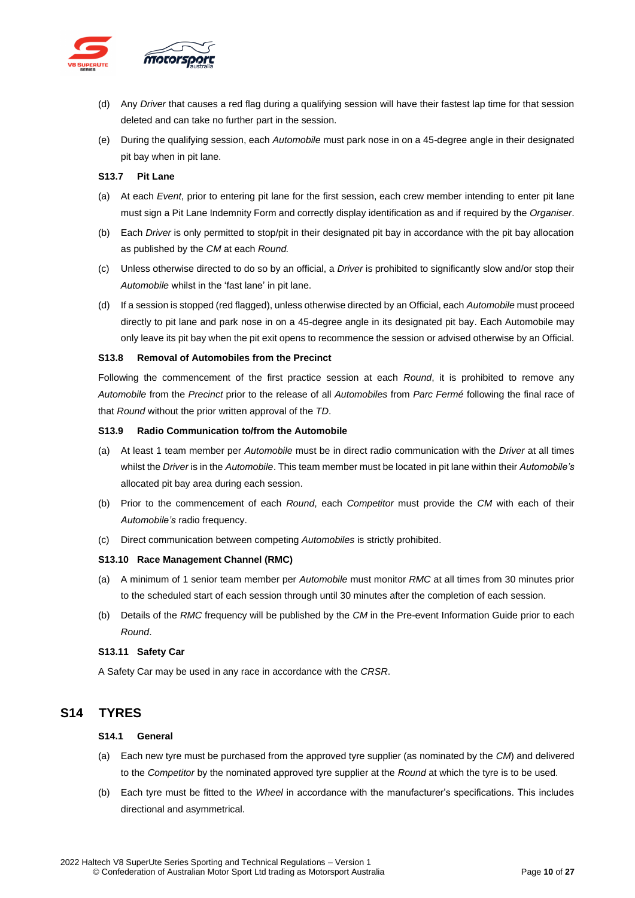(d) Any *Driver* that causes a red flag during a qualifying session will have their fastest lap time for that session deleted and can take no further part in the session.

(e) During the qualifying session, each *Automobile* must park nose in on a 45-degree angle in their designated pit bay when in pit lane.

### S13.7 Pit Lane

(a) At each *Event*, prior to entering pit lane for the first session, each crew member intending to enter pit lane must sign a Pit Lane Indemnity Form and correctly display identification as and if required by the *Organiser*.

(b) Each *Driver* is only permitted to stop/pit in their designated pit bay in accordance with the pit bay allocation as published by the *CM* at each *Round.*

(c) Unless otherwise directed to do so by an official, a *Driver* is prohibited to significantly slow and/or stop their *Automobile* whilst in the 'fast lane' in pit lane.

(d) If a session is stopped (red flagged), unless otherwise directed by an Official, each *Automobile* must proceed directly to pit lane and park nose in on a 45-degree angle in its designated pit bay. Each Automobile may only leave its pit bay when the pit exit opens to recommence the session or advised otherwise by an Official.

### S13.8 Removal of Automobiles from the Precinct

Following the commencement of the first practice session at each *Round*, it is prohibited to remove any *Automobile* from the *Precinct* prior to the release of all *Automobiles* from *Parc Fermé* following the final race of that *Round* without the prior written approval of the *TD*.

### S13.9 Radio Communication to/from the Automobile

(a) At least 1 team member per *Automobile* must be in direct radio communication with the *Driver* at all times whilst the *Driver* is in the *Automobile*. This team member must be located in pit lane within their *Automobile's* allocated pit bay area during each session.

(b) Prior to the commencement of each *Round*, each *Competitor* must provide the *CM* with each of their *Automobile's* radio frequency.

(c) Direct communication between competing *Automobiles* is strictly prohibited.

### S13.10 Race Management Channel (RMC)

(a) A minimum of 1 senior team member per *Automobile* must monitor *RMC* at all times from 30 minutes prior to the scheduled start of each session through until 30 minutes after the completion of each session.

(b) Details of the *RMC* frequency will be published by the *CM* in the Pre-event Information Guide prior to each *Round*.

### S13.11 Safety Car

A Safety Car may be used in any race in accordance with the *CRSR*.

## S14 TYRES

### S14.1 General

(a) Each new tyre must be purchased from the approved tyre supplier (as nominated by the *CM*) and delivered to the *Competitor* by the nominated approved tyre supplier at the *Round* at which the tyre is to be used.

(b) Each tyre must be fitted to the *Wheel* in accordance with the manufacturer's specifications. This includes directional and asymmetrical.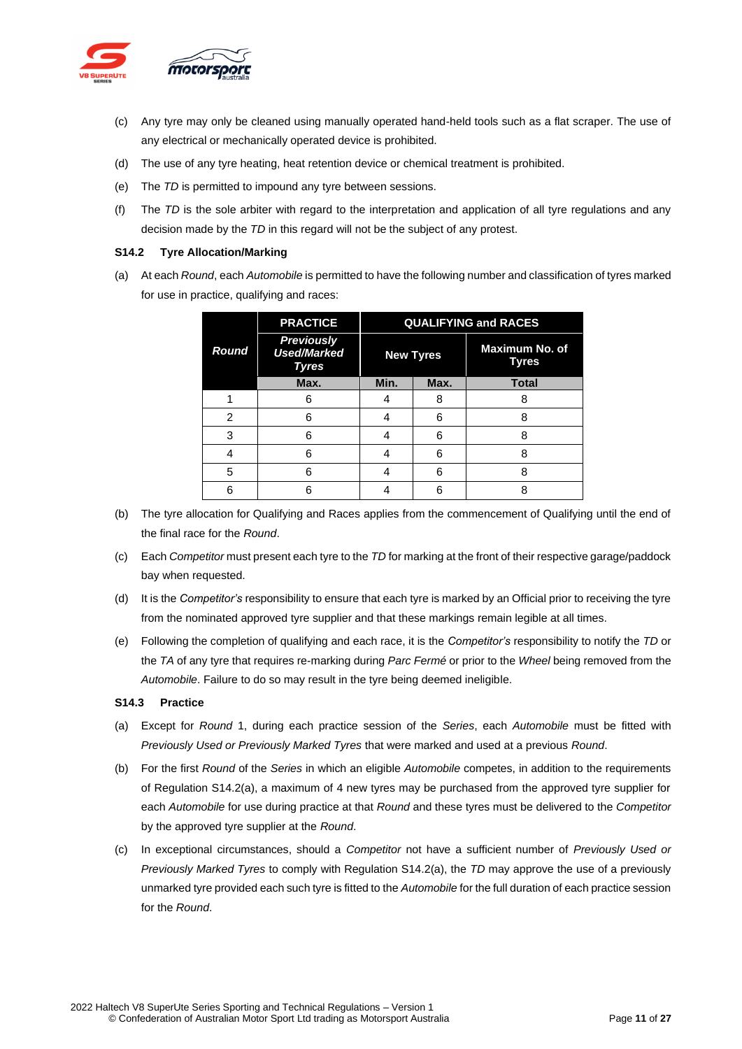(c) Any tyre may only be cleaned using manually operated hand-held tools such as a flat scraper. The use of any electrical or mechanically operated device is prohibited.

(d) The use of any tyre heating, heat retention device or chemical treatment is prohibited.

(e) The *TD* is permitted to impound any tyre between sessions.

(f) The *TD* is the sole arbiter with regard to the interpretation and application of all tyre regulations and any decision made by the *TD* in this regard will not be the subject of any protest.

### S14.2 Tyre Allocation/Marking

(a) At each *Round*, each *Automobile* is permitted to have the following number and classification of tyres marked for use in practice, qualifying and races:

| *Round* | PRACTICE | QUALIFYING and RACES | | |
|---|---|---|---|---|
| | *Previously Used/Marked Tyres* | New Tyres | | Maximum No. of Tyres |
| | Max. | Min. | Max. | Total |
| 1 | 6 | 4 | 8 | 8 |
| 2 | 6 | 4 | 6 | 8 |
| 3 | 6 | 4 | 6 | 8 |
| 4 | 6 | 4 | 6 | 8 |
| 5 | 6 | 4 | 6 | 8 |
| 6 | 6 | 4 | 6 | 8 |

(b) The tyre allocation for Qualifying and Races applies from the commencement of Qualifying until the end of the final race for the *Round*.

(c) Each *Competitor* must present each tyre to the *TD* for marking at the front of their respective garage/paddock bay when requested.

(d) It is the *Competitor's* responsibility to ensure that each tyre is marked by an Official prior to receiving the tyre from the nominated approved tyre supplier and that these markings remain legible at all times.

(e) Following the completion of qualifying and each race, it is the *Competitor's* responsibility to notify the *TD* or the *TA* of any tyre that requires re-marking during *Parc Fermé* or prior to the *Wheel* being removed from the *Automobile*. Failure to do so may result in the tyre being deemed ineligible.

### S14.3 Practice

(a) Except for *Round* 1, during each practice session of the *Series*, each *Automobile* must be fitted with *Previously Used or Previously Marked Tyres* that were marked and used at a previous *Round*.

(b) For the first *Round* of the *Series* in which an eligible *Automobile* competes, in addition to the requirements of Regulation S14.2(a), a maximum of 4 new tyres may be purchased from the approved tyre supplier for each *Automobile* for use during practice at that *Round* and these tyres must be delivered to the *Competitor* by the approved tyre supplier at the *Round*.

(c) In exceptional circumstances, should a *Competitor* not have a sufficient number of *Previously Used or Previously Marked Tyres* to comply with Regulation S14.2(a), the *TD* may approve the use of a previously unmarked tyre provided each such tyre is fitted to the *Automobile* for the full duration of each practice session for the *Round*.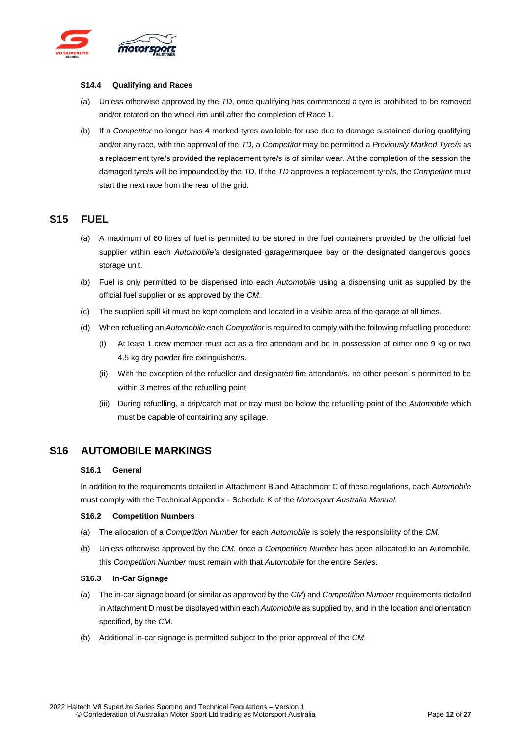### S14.4 Qualifying and Races

(a) Unless otherwise approved by the *TD*, once qualifying has commenced a tyre is prohibited to be removed and/or rotated on the wheel rim until after the completion of Race 1.

(b) If a *Competitor* no longer has 4 marked tyres available for use due to damage sustained during qualifying and/or any race, with the approval of the *TD*, a *Competitor* may be permitted a *Previously Marked Tyre/s* as a replacement tyre/s provided the replacement tyre/s is of similar wear. At the completion of the session the damaged tyre/s will be impounded by the *TD*. If the *TD* approves a replacement tyre/s, the *Competitor* must start the next race from the rear of the grid.

## S15 FUEL

(a) A maximum of 60 litres of fuel is permitted to be stored in the fuel containers provided by the official fuel supplier within each *Automobile's* designated garage/marquee bay or the designated dangerous goods storage unit.

(b) Fuel is only permitted to be dispensed into each *Automobile* using a dispensing unit as supplied by the official fuel supplier or as approved by the *CM*.

(c) The supplied spill kit must be kept complete and located in a visible area of the garage at all times.

(d) When refuelling an *Automobile* each *Competitor* is required to comply with the following refuelling procedure:

   (i) At least 1 crew member must act as a fire attendant and be in possession of either one 9 kg or two 4.5 kg dry powder fire extinguisher/s.

   (ii) With the exception of the refueller and designated fire attendant/s, no other person is permitted to be within 3 metres of the refuelling point.

   (iii) During refuelling, a drip/catch mat or tray must be below the refuelling point of the *Automobile* which must be capable of containing any spillage.

## S16 AUTOMOBILE MARKINGS

### S16.1 General

In addition to the requirements detailed in Attachment B and Attachment C of these regulations, each *Automobile* must comply with the Technical Appendix - Schedule K of the *Motorsport Australia Manual*.

### S16.2 Competition Numbers

(a) The allocation of a *Competition Number* for each *Automobile* is solely the responsibility of the *CM*.

(b) Unless otherwise approved by the *CM*, once a *Competition Number* has been allocated to an Automobile, this *Competition Number* must remain with that *Automobile* for the entire *Series*.

### S16.3 In-Car Signage

(a) The in-car signage board (or similar as approved by the *CM*) and *Competition Number* requirements detailed in Attachment D must be displayed within each *Automobile* as supplied by, and in the location and orientation specified, by the *CM*.

(b) Additional in-car signage is permitted subject to the prior approval of the *CM*.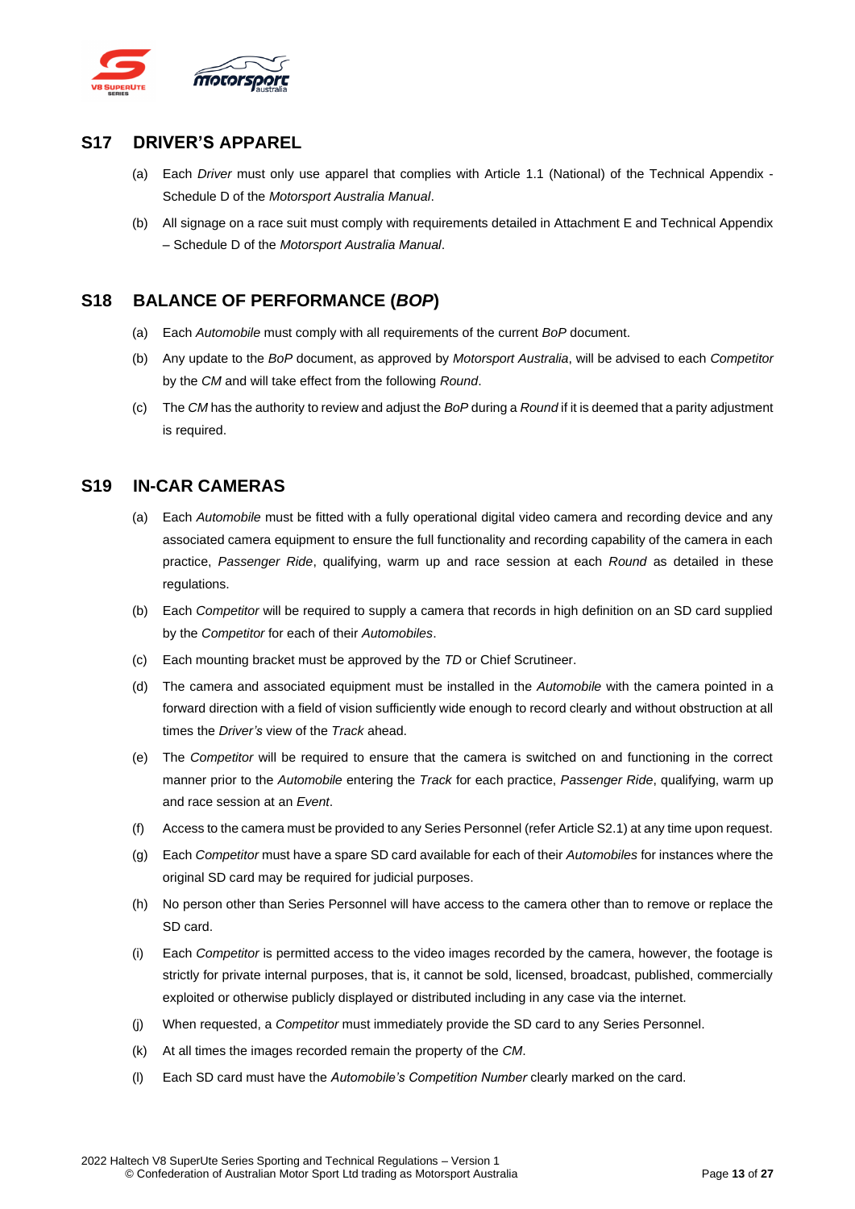## S17 DRIVER'S APPAREL

(a) Each *Driver* must only use apparel that complies with Article 1.1 (National) of the Technical Appendix - Schedule D of the *Motorsport Australia Manual*.

(b) All signage on a race suit must comply with requirements detailed in Attachment E and Technical Appendix – Schedule D of the *Motorsport Australia Manual*.

## S18 BALANCE OF PERFORMANCE (*BOP*)

(a) Each *Automobile* must comply with all requirements of the current *BoP* document.

(b) Any update to the *BoP* document, as approved by *Motorsport Australia*, will be advised to each *Competitor* by the *CM* and will take effect from the following *Round*.

(c) The *CM* has the authority to review and adjust the *BoP* during a *Round* if it is deemed that a parity adjustment is required.

## S19 IN-CAR CAMERAS

(a) Each *Automobile* must be fitted with a fully operational digital video camera and recording device and any associated camera equipment to ensure the full functionality and recording capability of the camera in each practice, *Passenger Ride*, qualifying, warm up and race session at each *Round* as detailed in these regulations.

(b) Each *Competitor* will be required to supply a camera that records in high definition on an SD card supplied by the *Competitor* for each of their *Automobiles*.

(c) Each mounting bracket must be approved by the *TD* or Chief Scrutineer.

(d) The camera and associated equipment must be installed in the *Automobile* with the camera pointed in a forward direction with a field of vision sufficiently wide enough to record clearly and without obstruction at all times the *Driver's* view of the *Track* ahead.

(e) The *Competitor* will be required to ensure that the camera is switched on and functioning in the correct manner prior to the *Automobile* entering the *Track* for each practice, *Passenger Ride*, qualifying, warm up and race session at an *Event*.

(f) Access to the camera must be provided to any Series Personnel (refer Article S2.1) at any time upon request.

(g) Each *Competitor* must have a spare SD card available for each of their *Automobiles* for instances where the original SD card may be required for judicial purposes.

(h) No person other than Series Personnel will have access to the camera other than to remove or replace the SD card.

(i) Each *Competitor* is permitted access to the video images recorded by the camera, however, the footage is strictly for private internal purposes, that is, it cannot be sold, licensed, broadcast, published, commercially exploited or otherwise publicly displayed or distributed including in any case via the internet.

(j) When requested, a *Competitor* must immediately provide the SD card to any Series Personnel.

(k) At all times the images recorded remain the property of the *CM*.

(l) Each SD card must have the *Automobile's Competition Number* clearly marked on the card.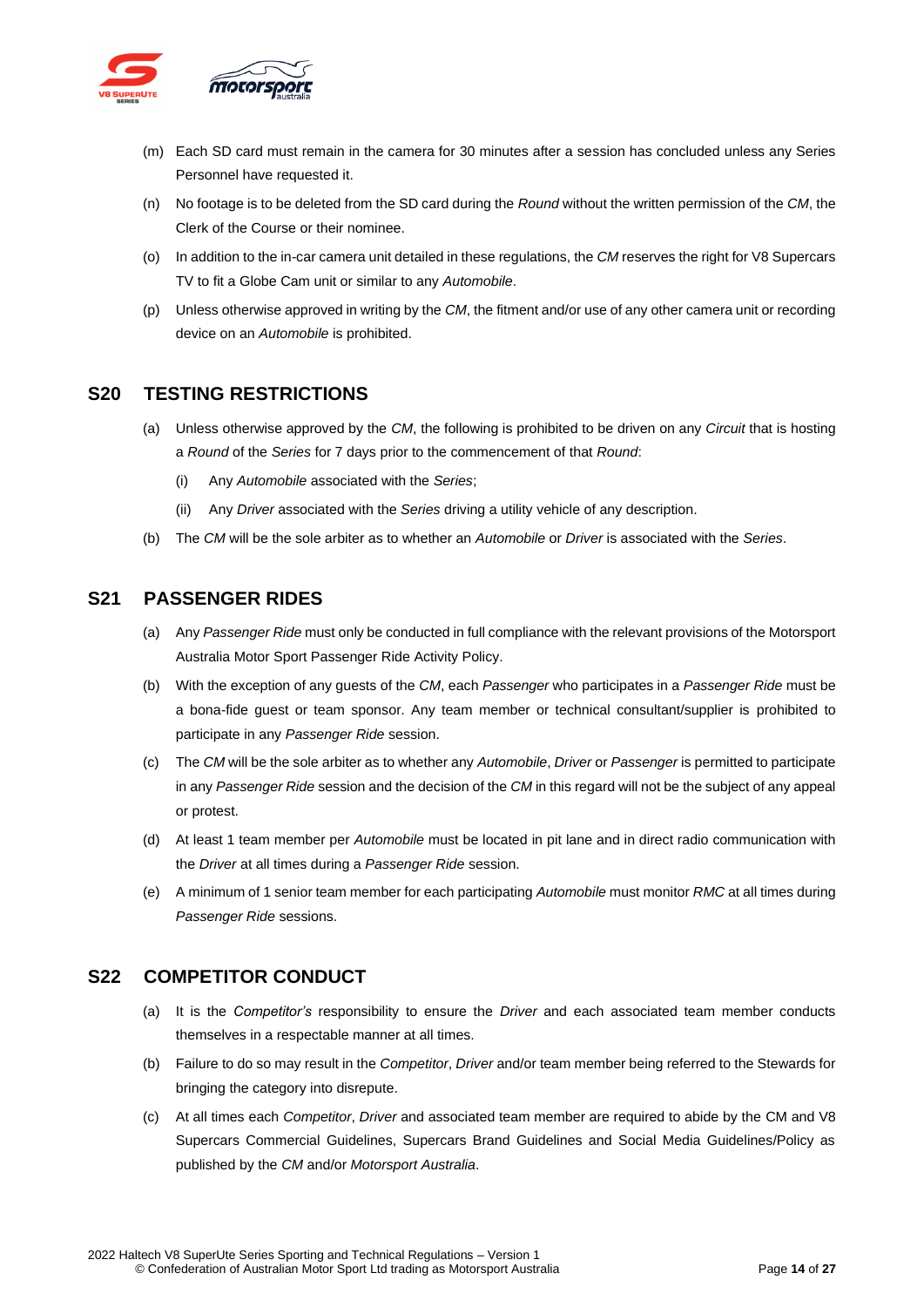(m) Each SD card must remain in the camera for 30 minutes after a session has concluded unless any Series Personnel have requested it.

(n) No footage is to be deleted from the SD card during the *Round* without the written permission of the *CM*, the Clerk of the Course or their nominee.

(o) In addition to the in-car camera unit detailed in these regulations, the *CM* reserves the right for V8 Supercars TV to fit a Globe Cam unit or similar to any *Automobile*.

(p) Unless otherwise approved in writing by the *CM*, the fitment and/or use of any other camera unit or recording device on an *Automobile* is prohibited.

## S20 TESTING RESTRICTIONS

(a) Unless otherwise approved by the *CM*, the following is prohibited to be driven on any *Circuit* that is hosting a *Round* of the *Series* for 7 days prior to the commencement of that *Round*:

  (i) Any *Automobile* associated with the *Series*;

  (ii) Any *Driver* associated with the *Series* driving a utility vehicle of any description.

(b) The *CM* will be the sole arbiter as to whether an *Automobile* or *Driver* is associated with the *Series*.

## S21 PASSENGER RIDES

(a) Any *Passenger Ride* must only be conducted in full compliance with the relevant provisions of the Motorsport Australia Motor Sport Passenger Ride Activity Policy.

(b) With the exception of any guests of the *CM*, each *Passenger* who participates in a *Passenger Ride* must be a bona-fide guest or team sponsor. Any team member or technical consultant/supplier is prohibited to participate in any *Passenger Ride* session.

(c) The *CM* will be the sole arbiter as to whether any *Automobile*, *Driver* or *Passenger* is permitted to participate in any *Passenger Ride* session and the decision of the *CM* in this regard will not be the subject of any appeal or protest.

(d) At least 1 team member per *Automobile* must be located in pit lane and in direct radio communication with the *Driver* at all times during a *Passenger Ride* session.

(e) A minimum of 1 senior team member for each participating *Automobile* must monitor *RMC* at all times during *Passenger Ride* sessions.

## S22 COMPETITOR CONDUCT

(a) It is the *Competitor's* responsibility to ensure the *Driver* and each associated team member conducts themselves in a respectable manner at all times.

(b) Failure to do so may result in the *Competitor*, *Driver* and/or team member being referred to the Stewards for bringing the category into disrepute.

(c) At all times each *Competitor*, *Driver* and associated team member are required to abide by the CM and V8 Supercars Commercial Guidelines, Supercars Brand Guidelines and Social Media Guidelines/Policy as published by the *CM* and/or *Motorsport Australia*.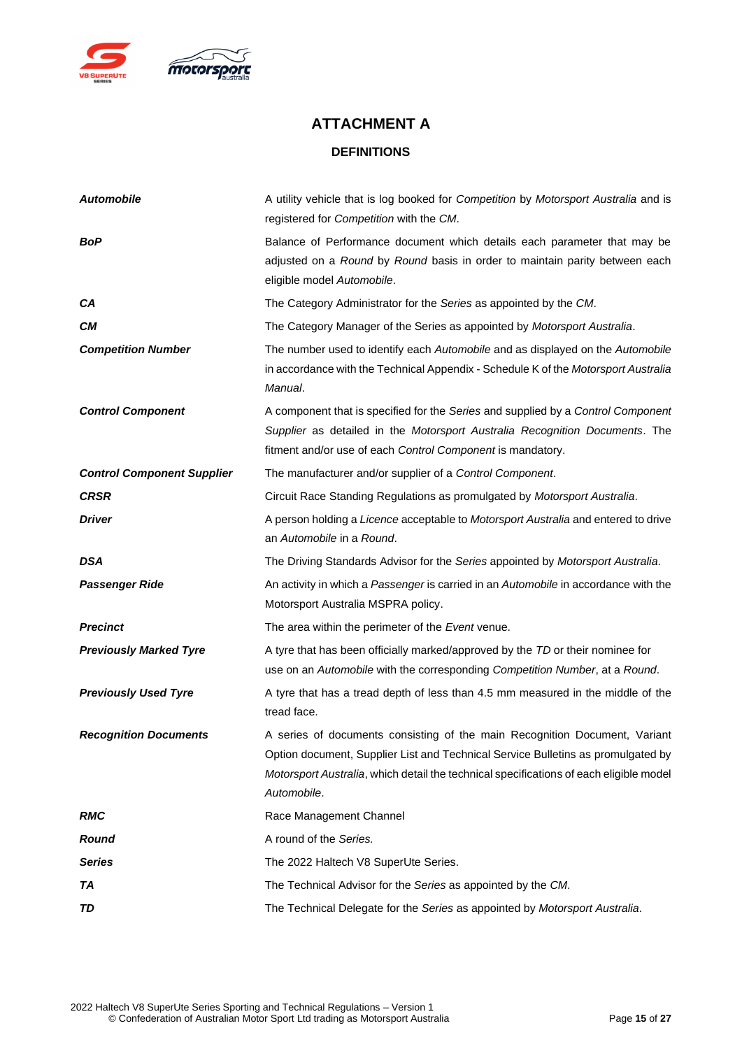# ATTACHMENT A

## DEFINITIONS

| | |
|---|---|
| ***Automobile*** | A utility vehicle that is log booked for *Competition* by *Motorsport Australia* and is registered for *Competition* with the *CM*. |
| ***BoP*** | Balance of Performance document which details each parameter that may be adjusted on a *Round* by *Round* basis in order to maintain parity between each eligible model *Automobile*. |
| ***CA*** | The Category Administrator for the *Series* as appointed by the *CM*. |
| ***CM*** | The Category Manager of the Series as appointed by *Motorsport Australia*. |
| ***Competition Number*** | The number used to identify each *Automobile* and as displayed on the *Automobile* in accordance with the Technical Appendix - Schedule K of the *Motorsport Australia Manual*. |
| ***Control Component*** | A component that is specified for the *Series* and supplied by a *Control Component Supplier* as detailed in the *Motorsport Australia Recognition Documents*. The fitment and/or use of each *Control Component* is mandatory. |
| ***Control Component Supplier*** | The manufacturer and/or supplier of a *Control Component*. |
| ***CRSR*** | Circuit Race Standing Regulations as promulgated by *Motorsport Australia*. |
| ***Driver*** | A person holding a *Licence* acceptable to *Motorsport Australia* and entered to drive an *Automobile* in a *Round*. |
| ***DSA*** | The Driving Standards Advisor for the *Series* appointed by *Motorsport Australia*. |
| ***Passenger Ride*** | An activity in which a *Passenger* is carried in an *Automobile* in accordance with the Motorsport Australia MSPRA policy. |
| ***Precinct*** | The area within the perimeter of the *Event* venue. |
| ***Previously Marked Tyre*** | A tyre that has been officially marked/approved by the *TD* or their nominee for use on an *Automobile* with the corresponding *Competition Number*, at a *Round*. |
| ***Previously Used Tyre*** | A tyre that has a tread depth of less than 4.5 mm measured in the middle of the tread face. |
| ***Recognition Documents*** | A series of documents consisting of the main Recognition Document, Variant Option document, Supplier List and Technical Service Bulletins as promulgated by *Motorsport Australia*, which detail the technical specifications of each eligible model *Automobile*. |
| ***RMC*** | Race Management Channel |
| ***Round*** | A round of the *Series.* |
| ***Series*** | The 2022 Haltech V8 SuperUte Series. |
| ***TA*** | The Technical Advisor for the *Series* as appointed by the *CM*. |
| ***TD*** | The Technical Delegate for the *Series* as appointed by *Motorsport Australia*. |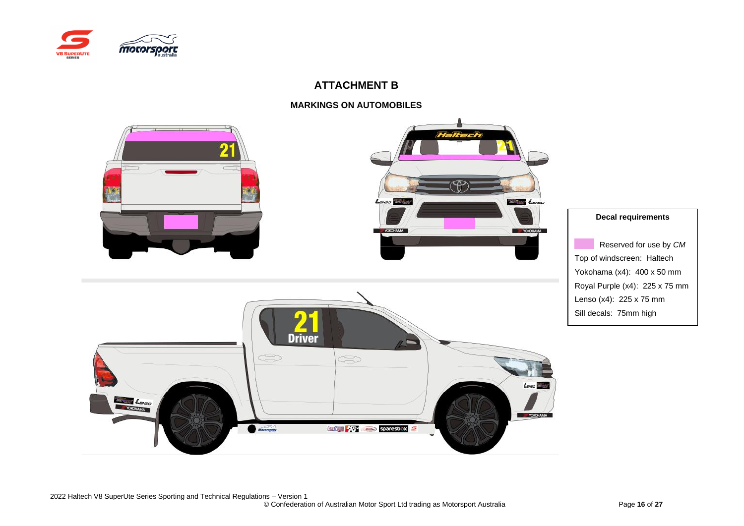# ATTACHMENT B

## MARKINGS ON AUTOMOBILES

**Decal requirements**

Reserved for use by *CM*

Top of windscreen: Haltech

Yokohama (x4): 400 x 50 mm

Royal Purple (x4): 225 x 75 mm

Lenso (x4): 225 x 75 mm

Sill decals: 75mm high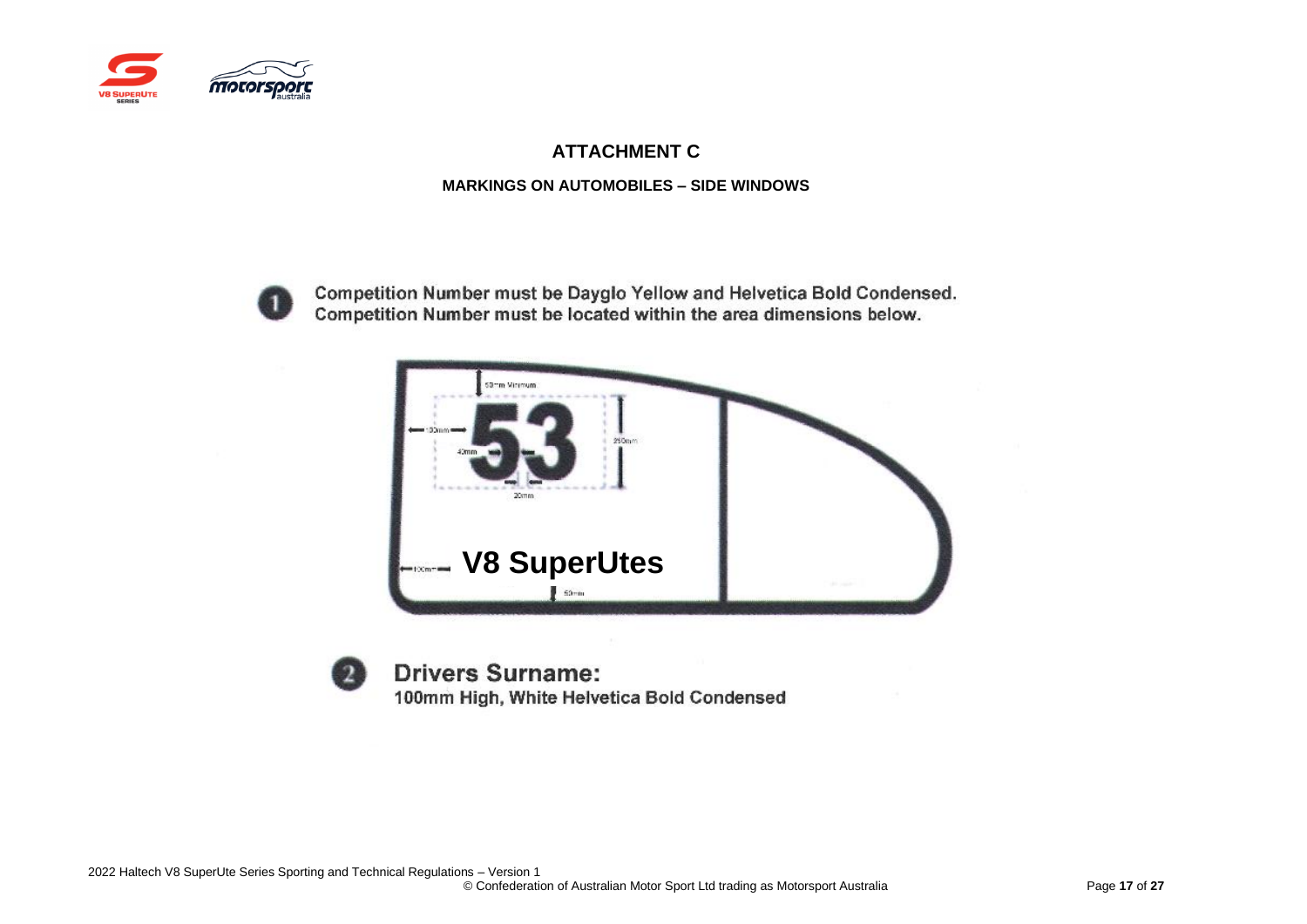# ATTACHMENT C

## MARKINGS ON AUTOMOBILES – SIDE WINDOWS

1. Competition Number must be Dayglo Yellow and Helvetica Bold Condensed.
   Competition Number must be located within the area dimensions below.

50mm Minimum

100mm

40mm

53

250mm

20mm

100mm **V8 SuperUtes**

50mm

2. **Drivers Surname:**
   100mm High, White Helvetica Bold Condensed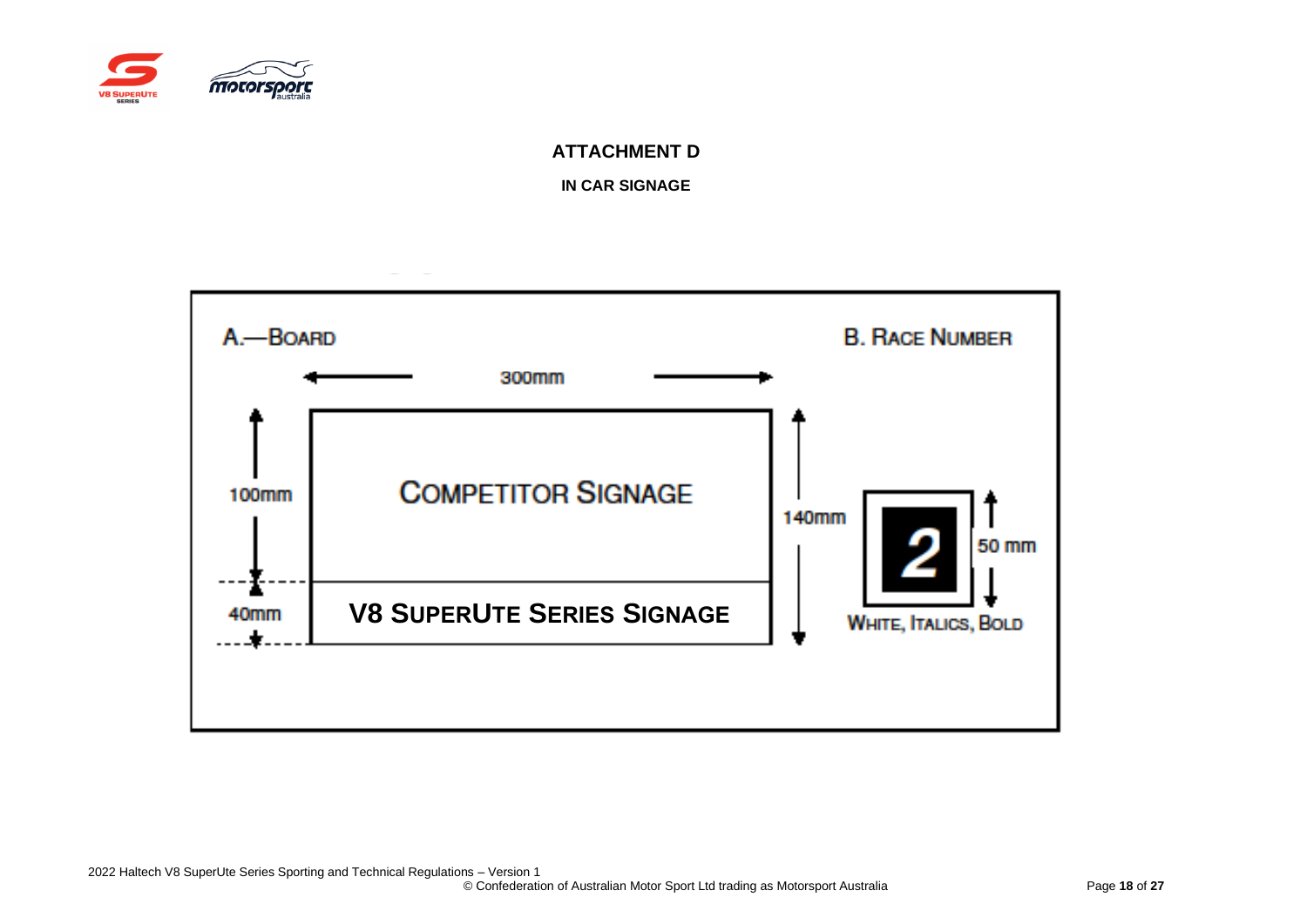## ATTACHMENT D

### IN CAR SIGNAGE

A.—BOARD

300mm

100mm

COMPETITOR SIGNAGE

40mm

V8 SUPERUTE SERIES SIGNAGE

140mm

B. RACE NUMBER

2

50 mm

WHITE, ITALICS, BOLD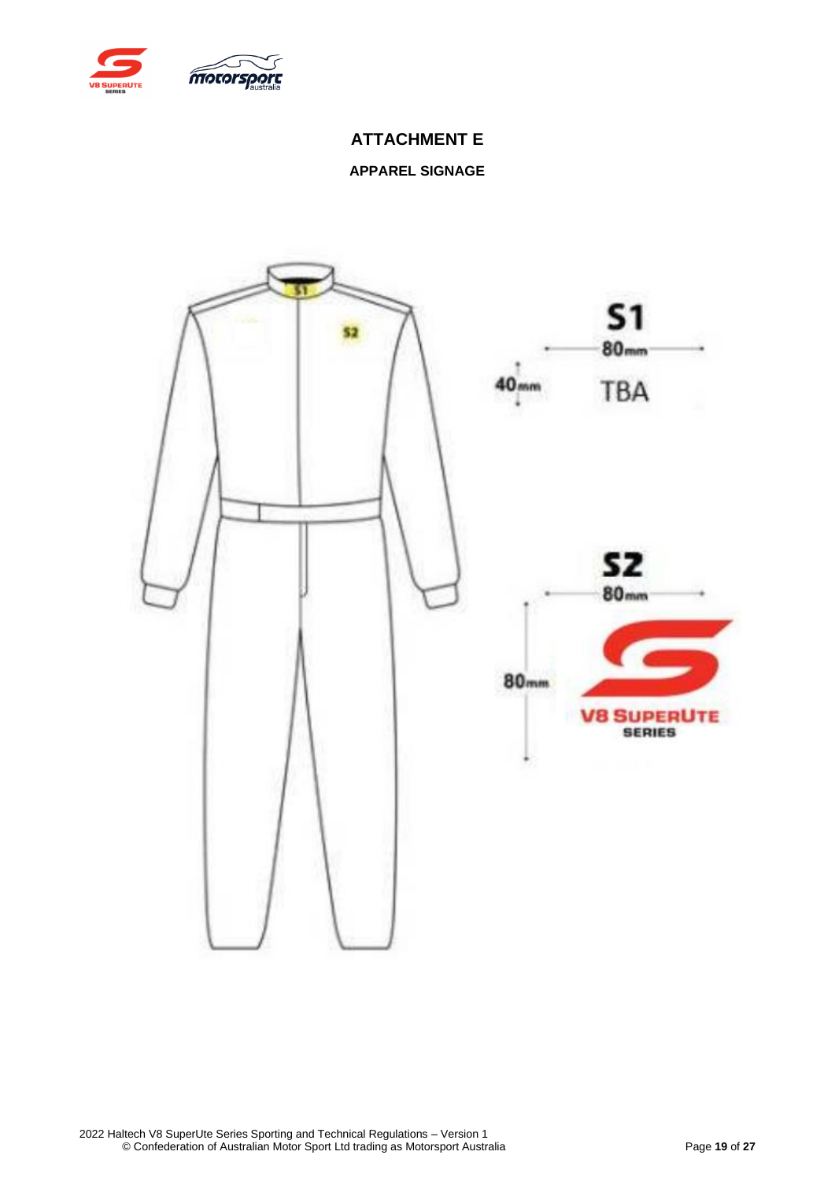# ATTACHMENT E

## APPAREL SIGNAGE

S1

80mm

40mm

TBA

S2

80mm

80mm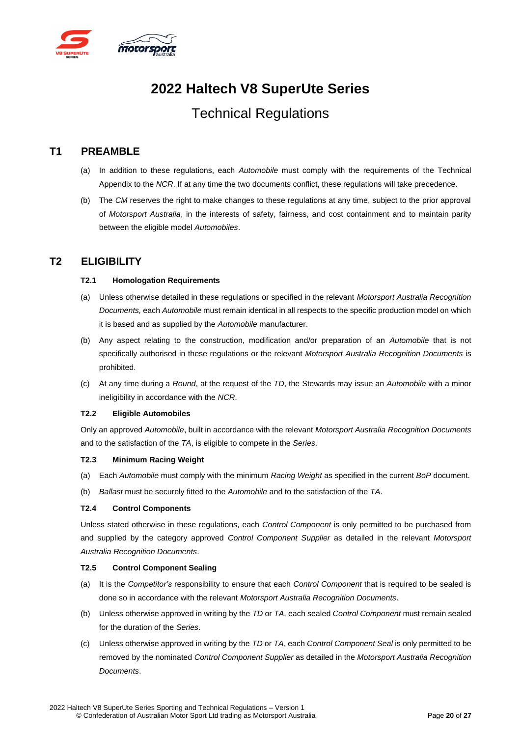# 2022 Haltech V8 SuperUte Series

## Technical Regulations

## T1 PREAMBLE

(a) In addition to these regulations, each *Automobile* must comply with the requirements of the Technical Appendix to the *NCR*. If at any time the two documents conflict, these regulations will take precedence.

(b) The *CM* reserves the right to make changes to these regulations at any time, subject to the prior approval of *Motorsport Australia*, in the interests of safety, fairness, and cost containment and to maintain parity between the eligible model *Automobiles*.

## T2 ELIGIBILITY

### T2.1 Homologation Requirements

(a) Unless otherwise detailed in these regulations or specified in the relevant *Motorsport Australia Recognition Documents,* each *Automobile* must remain identical in all respects to the specific production model on which it is based and as supplied by the *Automobile* manufacturer.

(b) Any aspect relating to the construction, modification and/or preparation of an *Automobile* that is not specifically authorised in these regulations or the relevant *Motorsport Australia Recognition Documents* is prohibited.

(c) At any time during a *Round*, at the request of the *TD*, the Stewards may issue an *Automobile* with a minor ineligibility in accordance with the *NCR*.

### T2.2 Eligible Automobiles

Only an approved *Automobile*, built in accordance with the relevant *Motorsport Australia Recognition Documents* and to the satisfaction of the *TA*, is eligible to compete in the *Series*.

### T2.3 Minimum Racing Weight

(a) Each *Automobile* must comply with the minimum *Racing Weight* as specified in the current *BoP* document.

(b) *Ballast* must be securely fitted to the *Automobile* and to the satisfaction of the *TA*.

### T2.4 Control Components

Unless stated otherwise in these regulations, each *Control Component* is only permitted to be purchased from and supplied by the category approved *Control Component Supplier* as detailed in the relevant *Motorsport Australia Recognition Documents*.

### T2.5 Control Component Sealing

(a) It is the *Competitor's* responsibility to ensure that each *Control Component* that is required to be sealed is done so in accordance with the relevant *Motorsport Australia Recognition Documents*.

(b) Unless otherwise approved in writing by the *TD* or *TA*, each sealed *Control Component* must remain sealed for the duration of the *Series*.

(c) Unless otherwise approved in writing by the *TD* or *TA*, each *Control Component Seal* is only permitted to be removed by the nominated *Control Component Supplier* as detailed in the *Motorsport Australia Recognition Documents*.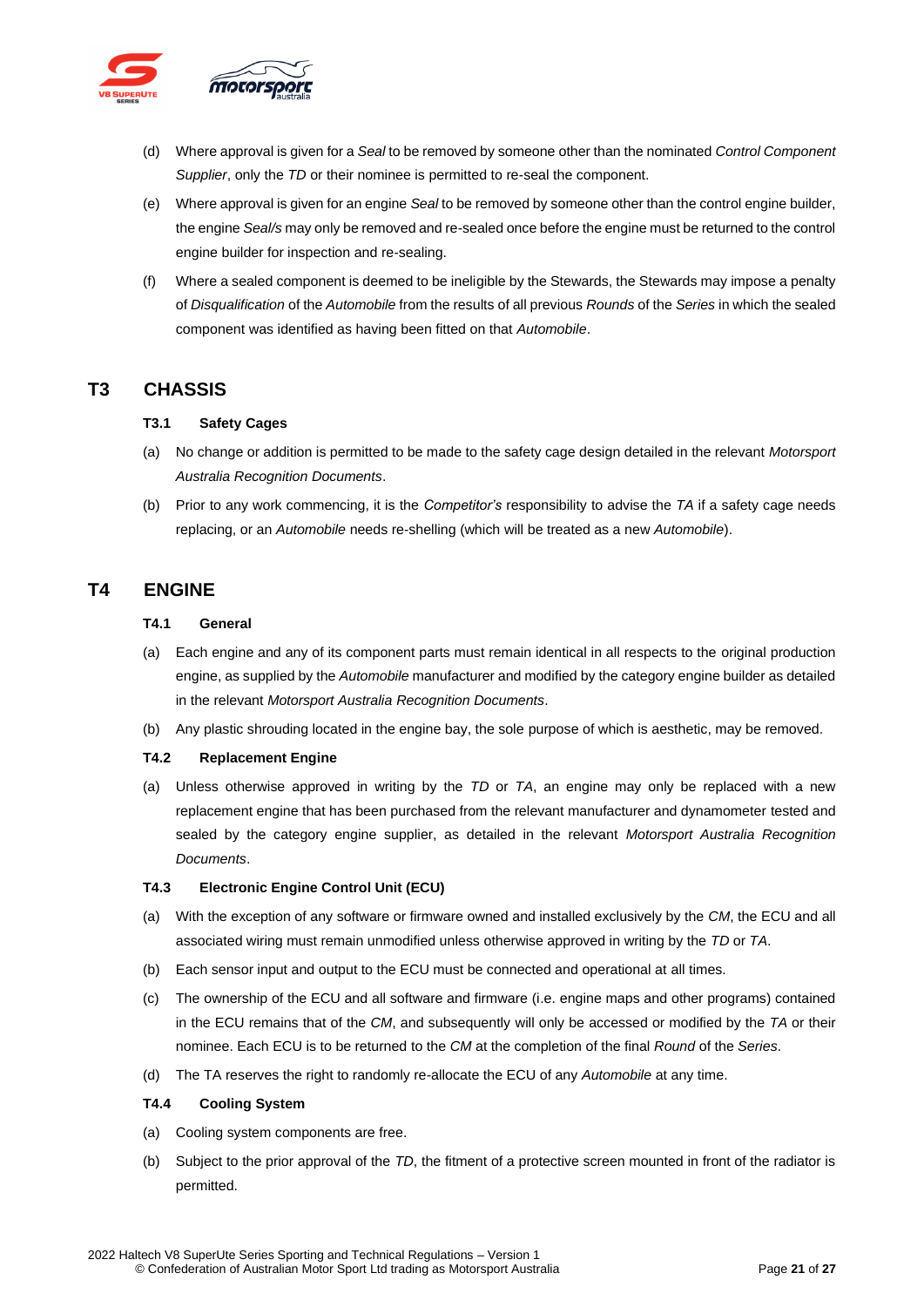(d) Where approval is given for a *Seal* to be removed by someone other than the nominated *Control Component Supplier*, only the *TD* or their nominee is permitted to re-seal the component.

(e) Where approval is given for an engine *Seal* to be removed by someone other than the control engine builder, the engine *Seal/s* may only be removed and re-sealed once before the engine must be returned to the control engine builder for inspection and re-sealing.

(f) Where a sealed component is deemed to be ineligible by the Stewards, the Stewards may impose a penalty of *Disqualification* of the *Automobile* from the results of all previous *Rounds* of the *Series* in which the sealed component was identified as having been fitted on that *Automobile*.

## T3 CHASSIS

### T3.1 Safety Cages

(a) No change or addition is permitted to be made to the safety cage design detailed in the relevant *Motorsport Australia Recognition Documents*.

(b) Prior to any work commencing, it is the *Competitor's* responsibility to advise the *TA* if a safety cage needs replacing, or an *Automobile* needs re-shelling (which will be treated as a new *Automobile*).

## T4 ENGINE

### T4.1 General

(a) Each engine and any of its component parts must remain identical in all respects to the original production engine, as supplied by the *Automobile* manufacturer and modified by the category engine builder as detailed in the relevant *Motorsport Australia Recognition Documents*.

(b) Any plastic shrouding located in the engine bay, the sole purpose of which is aesthetic, may be removed.

### T4.2 Replacement Engine

(a) Unless otherwise approved in writing by the *TD* or *TA*, an engine may only be replaced with a new replacement engine that has been purchased from the relevant manufacturer and dynamometer tested and sealed by the category engine supplier, as detailed in the relevant *Motorsport Australia Recognition Documents*.

### T4.3 Electronic Engine Control Unit (ECU)

(a) With the exception of any software or firmware owned and installed exclusively by the *CM*, the ECU and all associated wiring must remain unmodified unless otherwise approved in writing by the *TD* or *TA*.

(b) Each sensor input and output to the ECU must be connected and operational at all times.

(c) The ownership of the ECU and all software and firmware (i.e. engine maps and other programs) contained in the ECU remains that of the *CM*, and subsequently will only be accessed or modified by the *TA* or their nominee. Each ECU is to be returned to the *CM* at the completion of the final *Round* of the *Series*.

(d) The TA reserves the right to randomly re-allocate the ECU of any *Automobile* at any time.

### T4.4 Cooling System

(a) Cooling system components are free.

(b) Subject to the prior approval of the *TD*, the fitment of a protective screen mounted in front of the radiator is permitted.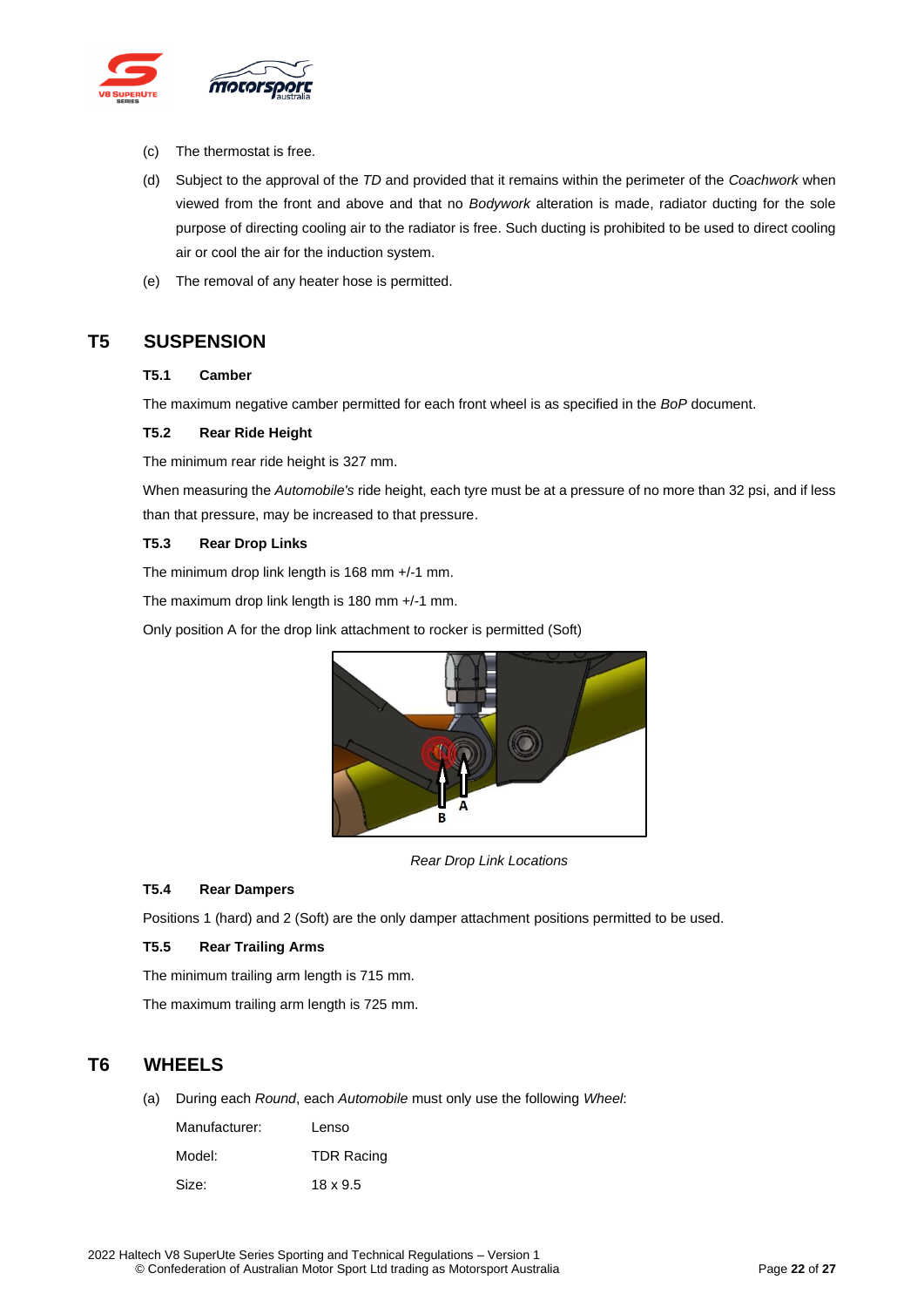(c) The thermostat is free.

(d) Subject to the approval of the *TD* and provided that it remains within the perimeter of the *Coachwork* when viewed from the front and above and that no *Bodywork* alteration is made, radiator ducting for the sole purpose of directing cooling air to the radiator is free. Such ducting is prohibited to be used to direct cooling air or cool the air for the induction system.

(e) The removal of any heater hose is permitted.

## T5 SUSPENSION

### T5.1 Camber

The maximum negative camber permitted for each front wheel is as specified in the *BoP* document.

### T5.2 Rear Ride Height

The minimum rear ride height is 327 mm.

When measuring the *Automobile's* ride height, each tyre must be at a pressure of no more than 32 psi, and if less than that pressure, may be increased to that pressure.

### T5.3 Rear Drop Links

The minimum drop link length is 168 mm +/-1 mm.

The maximum drop link length is 180 mm +/-1 mm.

Only position A for the drop link attachment to rocker is permitted (Soft)

*Rear Drop Link Locations*

### T5.4 Rear Dampers

Positions 1 (hard) and 2 (Soft) are the only damper attachment positions permitted to be used.

### T5.5 Rear Trailing Arms

The minimum trailing arm length is 715 mm.

The maximum trailing arm length is 725 mm.

## T6 WHEELS

(a) During each *Round*, each *Automobile* must only use the following *Wheel*:

| | |
|---|---|
| Manufacturer: | Lenso |
| Model: | TDR Racing |
| Size: | 18 x 9.5 |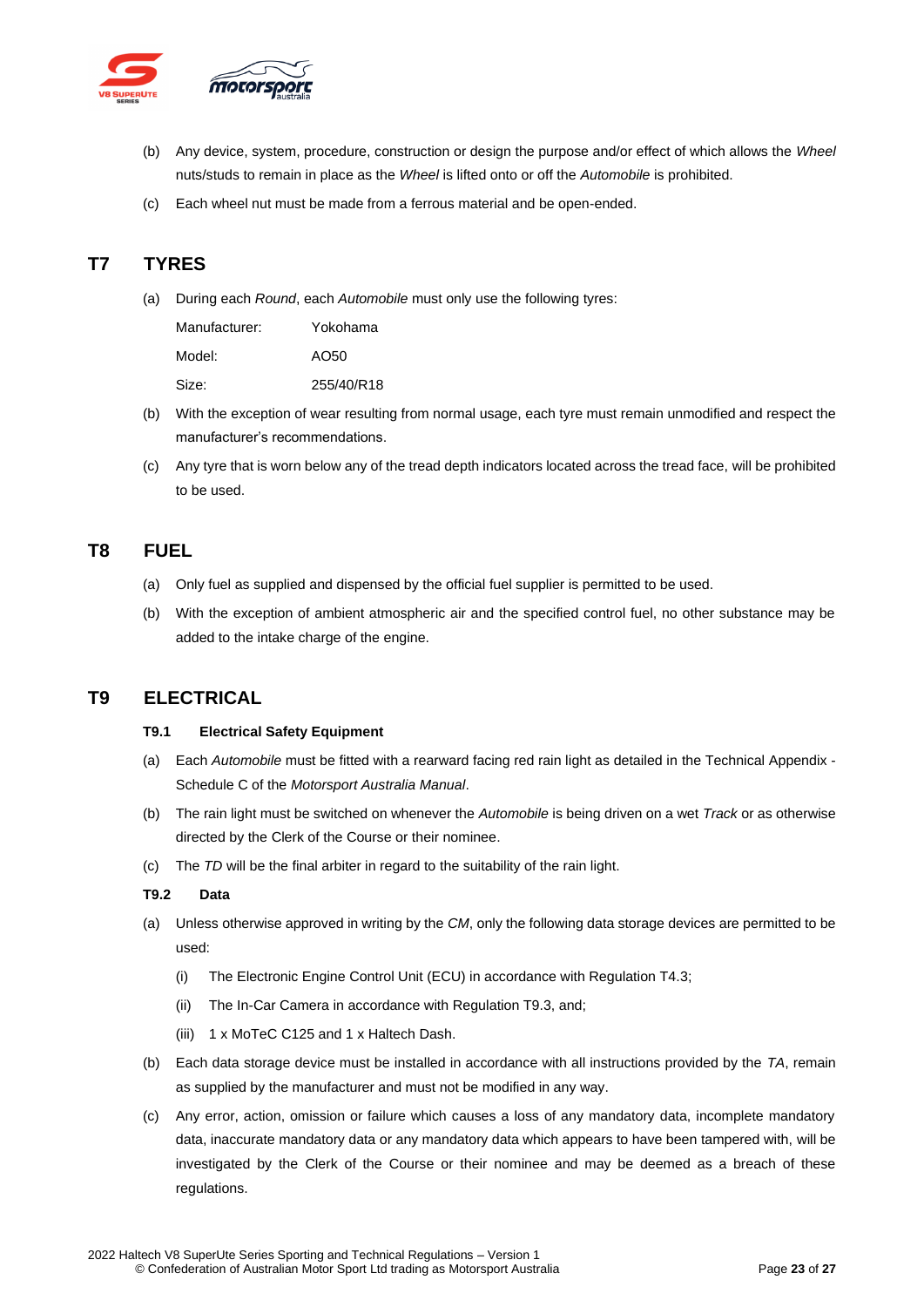(b) Any device, system, procedure, construction or design the purpose and/or effect of which allows the *Wheel* nuts/studs to remain in place as the *Wheel* is lifted onto or off the *Automobile* is prohibited.

(c) Each wheel nut must be made from a ferrous material and be open-ended.

## T7 TYRES

(a) During each *Round*, each *Automobile* must only use the following tyres:

| | |
|---|---|
| Manufacturer: | Yokohama |
| Model: | AO50 |
| Size: | 255/40/R18 |

(b) With the exception of wear resulting from normal usage, each tyre must remain unmodified and respect the manufacturer's recommendations.

(c) Any tyre that is worn below any of the tread depth indicators located across the tread face, will be prohibited to be used.

## T8 FUEL

(a) Only fuel as supplied and dispensed by the official fuel supplier is permitted to be used.

(b) With the exception of ambient atmospheric air and the specified control fuel, no other substance may be added to the intake charge of the engine.

## T9 ELECTRICAL

### T9.1 Electrical Safety Equipment

(a) Each *Automobile* must be fitted with a rearward facing red rain light as detailed in the Technical Appendix - Schedule C of the *Motorsport Australia Manual*.

(b) The rain light must be switched on whenever the *Automobile* is being driven on a wet *Track* or as otherwise directed by the Clerk of the Course or their nominee.

(c) The *TD* will be the final arbiter in regard to the suitability of the rain light.

### T9.2 Data

(a) Unless otherwise approved in writing by the *CM*, only the following data storage devices are permitted to be used:

- (i) The Electronic Engine Control Unit (ECU) in accordance with Regulation T4.3;
- (ii) The In-Car Camera in accordance with Regulation T9.3, and;
- (iii) 1 x MoTeC C125 and 1 x Haltech Dash.

(b) Each data storage device must be installed in accordance with all instructions provided by the *TA*, remain as supplied by the manufacturer and must not be modified in any way.

(c) Any error, action, omission or failure which causes a loss of any mandatory data, incomplete mandatory data, inaccurate mandatory data or any mandatory data which appears to have been tampered with, will be investigated by the Clerk of the Course or their nominee and may be deemed as a breach of these regulations.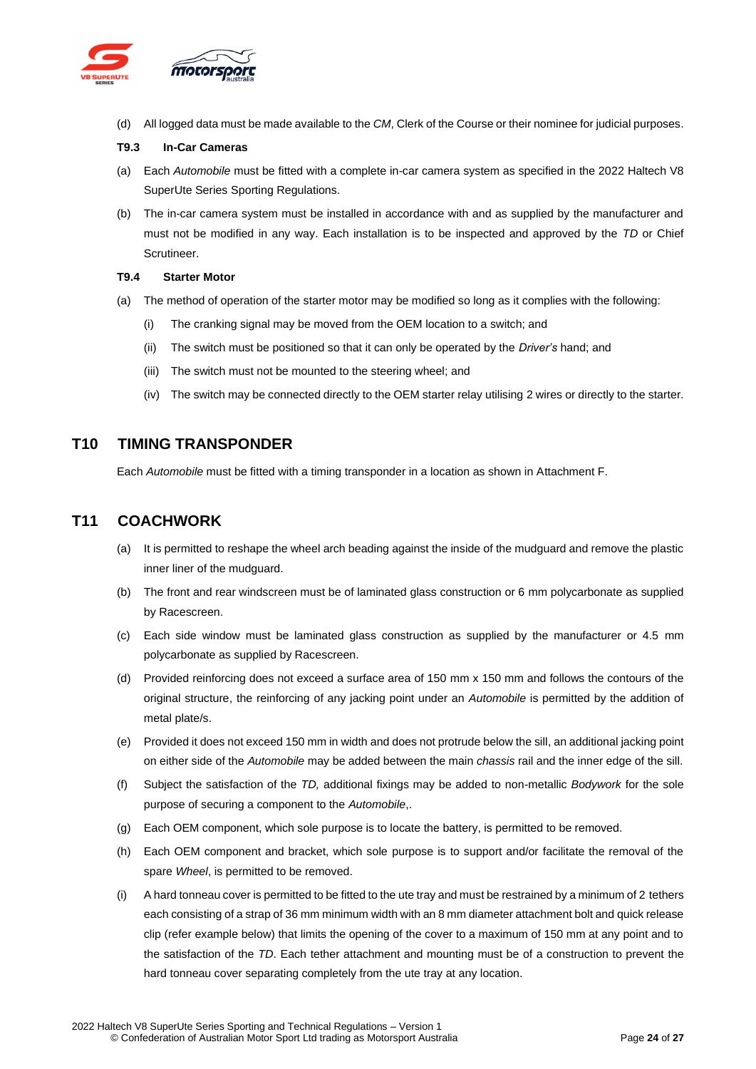(d) All logged data must be made available to the *CM*, Clerk of the Course or their nominee for judicial purposes.

### T9.3 In-Car Cameras

(a) Each *Automobile* must be fitted with a complete in-car camera system as specified in the 2022 Haltech V8 SuperUte Series Sporting Regulations.

(b) The in-car camera system must be installed in accordance with and as supplied by the manufacturer and must not be modified in any way. Each installation is to be inspected and approved by the *TD* or Chief Scrutineer.

### T9.4 Starter Motor

(a) The method of operation of the starter motor may be modified so long as it complies with the following:

   (i) The cranking signal may be moved from the OEM location to a switch; and

   (ii) The switch must be positioned so that it can only be operated by the *Driver's* hand; and

   (iii) The switch must not be mounted to the steering wheel; and

   (iv) The switch may be connected directly to the OEM starter relay utilising 2 wires or directly to the starter.

## T10 TIMING TRANSPONDER

Each *Automobile* must be fitted with a timing transponder in a location as shown in Attachment F.

## T11 COACHWORK

(a) It is permitted to reshape the wheel arch beading against the inside of the mudguard and remove the plastic inner liner of the mudguard.

(b) The front and rear windscreen must be of laminated glass construction or 6 mm polycarbonate as supplied by Racescreen.

(c) Each side window must be laminated glass construction as supplied by the manufacturer or 4.5 mm polycarbonate as supplied by Racescreen.

(d) Provided reinforcing does not exceed a surface area of 150 mm x 150 mm and follows the contours of the original structure, the reinforcing of any jacking point under an *Automobile* is permitted by the addition of metal plate/s.

(e) Provided it does not exceed 150 mm in width and does not protrude below the sill, an additional jacking point on either side of the *Automobile* may be added between the main *chassis* rail and the inner edge of the sill.

(f) Subject the satisfaction of the *TD,* additional fixings may be added to non-metallic *Bodywork* for the sole purpose of securing a component to the *Automobile*,.

(g) Each OEM component, which sole purpose is to locate the battery, is permitted to be removed.

(h) Each OEM component and bracket, which sole purpose is to support and/or facilitate the removal of the spare *Wheel*, is permitted to be removed.

(i) A hard tonneau cover is permitted to be fitted to the ute tray and must be restrained by a minimum of 2 tethers each consisting of a strap of 36 mm minimum width with an 8 mm diameter attachment bolt and quick release clip (refer example below) that limits the opening of the cover to a maximum of 150 mm at any point and to the satisfaction of the *TD*. Each tether attachment and mounting must be of a construction to prevent the hard tonneau cover separating completely from the ute tray at any location.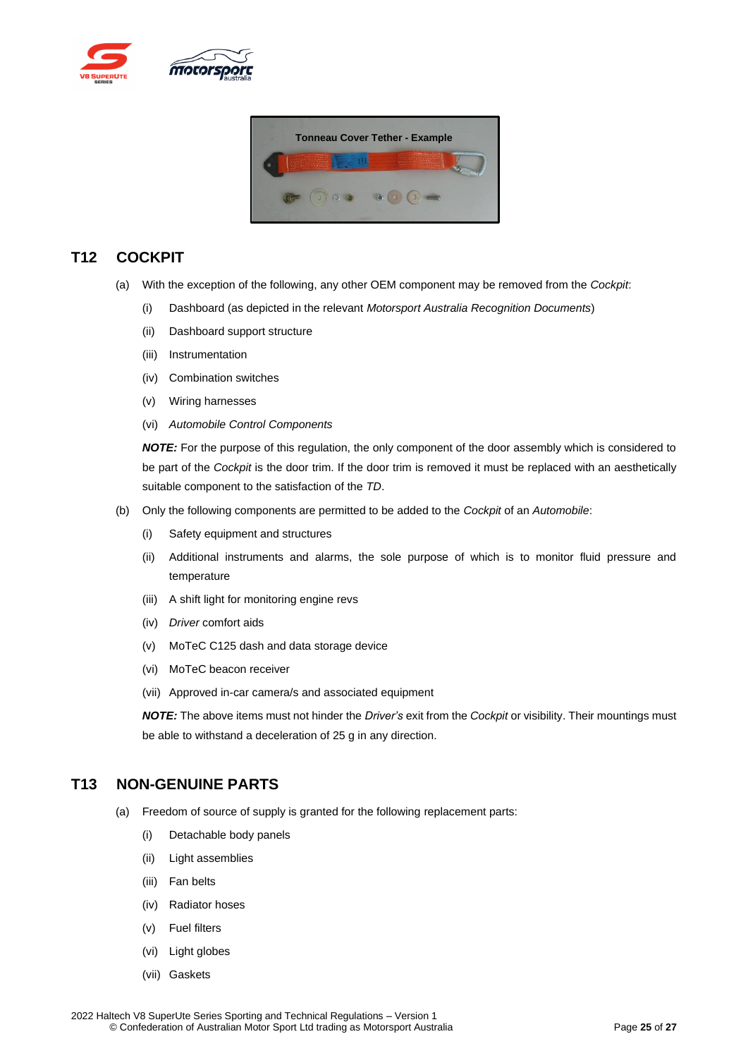Tonneau Cover Tether - Example

## T12 COCKPIT

(a) With the exception of the following, any other OEM component may be removed from the *Cockpit*:

(i) Dashboard (as depicted in the relevant *Motorsport Australia Recognition Documents*)

(ii) Dashboard support structure

(iii) Instrumentation

(iv) Combination switches

(v) Wiring harnesses

(vi) *Automobile Control Components*

***NOTE:*** For the purpose of this regulation, the only component of the door assembly which is considered to be part of the *Cockpit* is the door trim. If the door trim is removed it must be replaced with an aesthetically suitable component to the satisfaction of the *TD*.

(b) Only the following components are permitted to be added to the *Cockpit* of an *Automobile*:

(i) Safety equipment and structures

(ii) Additional instruments and alarms, the sole purpose of which is to monitor fluid pressure and temperature

(iii) A shift light for monitoring engine revs

(iv) *Driver* comfort aids

(v) MoTeC C125 dash and data storage device

(vi) MoTeC beacon receiver

(vii) Approved in-car camera/s and associated equipment

***NOTE:*** The above items must not hinder the *Driver's* exit from the *Cockpit* or visibility. Their mountings must be able to withstand a deceleration of 25 g in any direction.

## T13 NON-GENUINE PARTS

(a) Freedom of source of supply is granted for the following replacement parts:

(i) Detachable body panels

(ii) Light assemblies

(iii) Fan belts

(iv) Radiator hoses

(v) Fuel filters

(vi) Light globes

(vii) Gaskets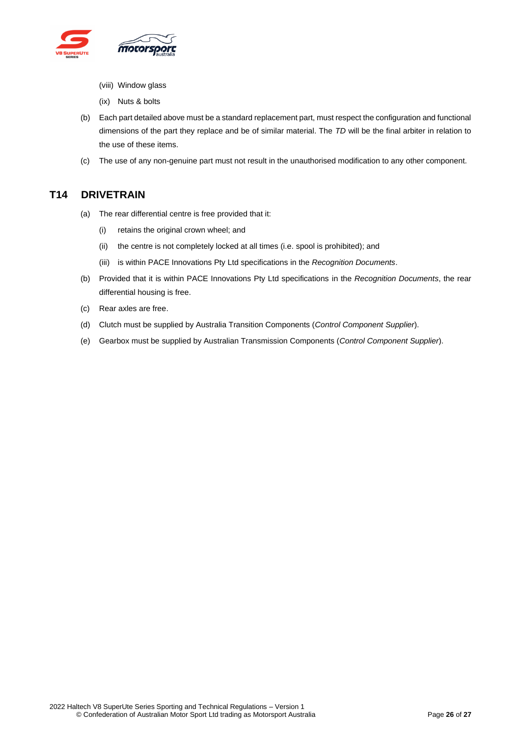(viii) Window glass

(ix) Nuts & bolts

(b) Each part detailed above must be a standard replacement part, must respect the configuration and functional dimensions of the part they replace and be of similar material. The *TD* will be the final arbiter in relation to the use of these items.

(c) The use of any non-genuine part must not result in the unauthorised modification to any other component.

## T14 DRIVETRAIN

(a) The rear differential centre is free provided that it:

(i) retains the original crown wheel; and

(ii) the centre is not completely locked at all times (i.e. spool is prohibited); and

(iii) is within PACE Innovations Pty Ltd specifications in the *Recognition Documents*.

(b) Provided that it is within PACE Innovations Pty Ltd specifications in the *Recognition Documents*, the rear differential housing is free.

(c) Rear axles are free.

(d) Clutch must be supplied by Australia Transition Components (*Control Component Supplier*).

(e) Gearbox must be supplied by Australian Transmission Components (*Control Component Supplier*).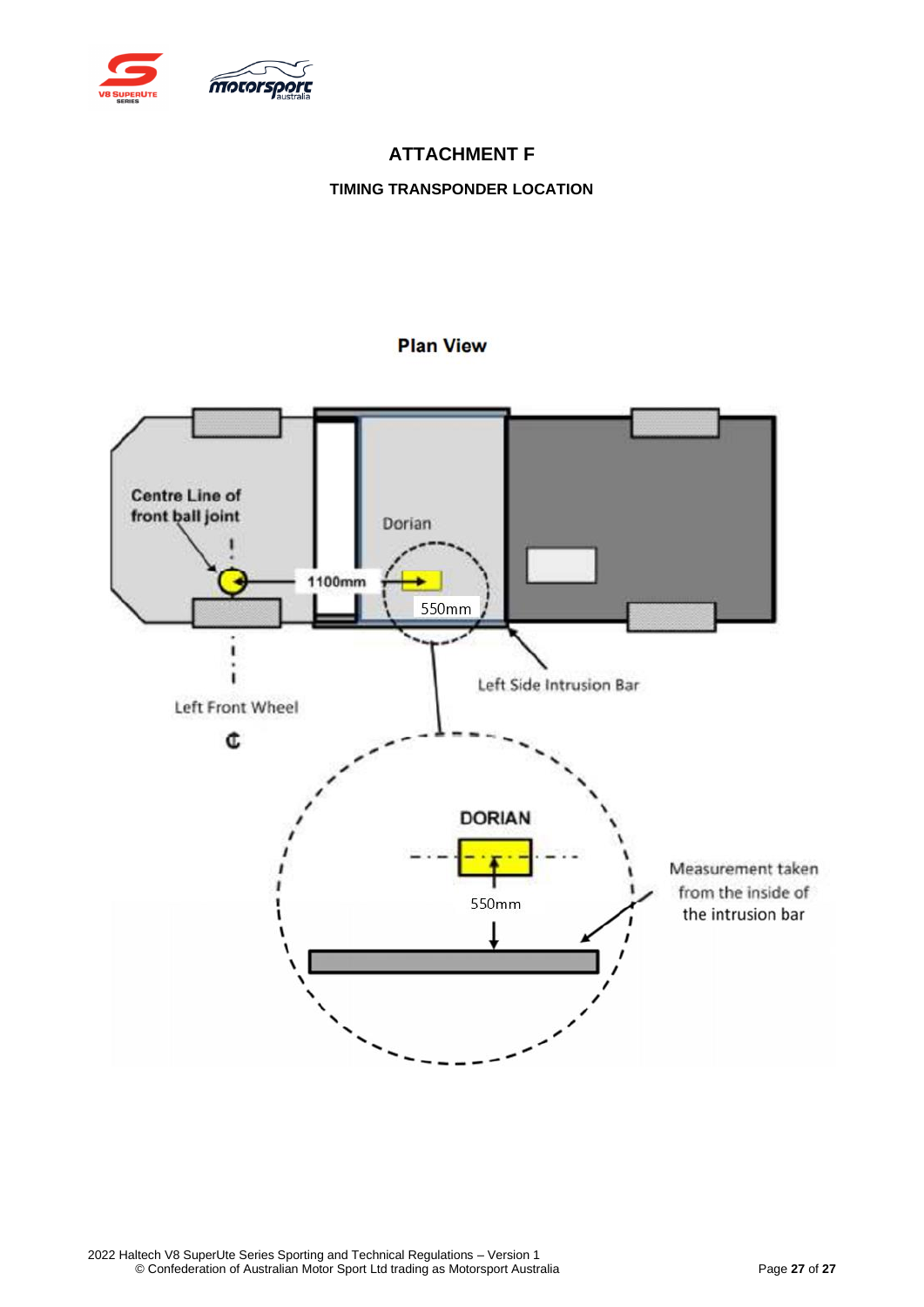# ATTACHMENT F

## TIMING TRANSPONDER LOCATION

Plan View

Centre Line of front ball joint

1100mm

Dorian

550mm

Left Side Intrusion Bar

Left Front Wheel

℄

DORIAN

550mm

Measurement taken from the inside of the intrusion bar